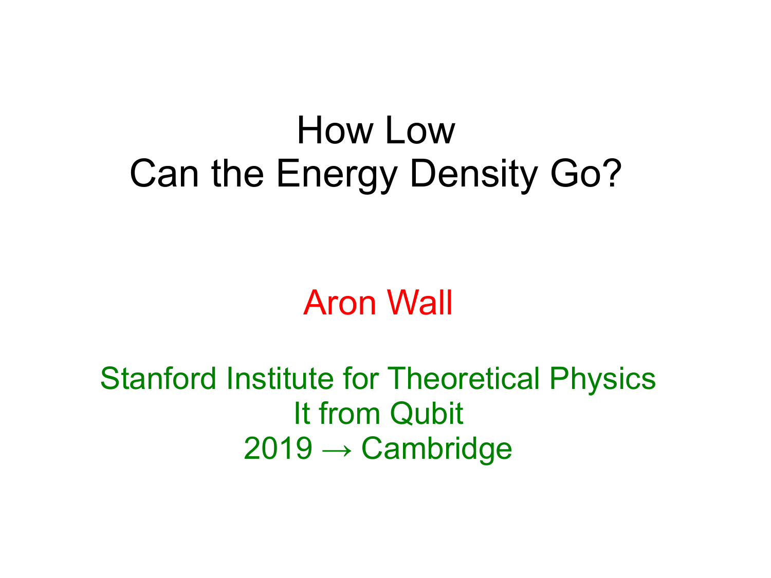# How Low Can the Energy Density Go?

Aron Wall

Stanford Institute for Theoretical Physics
It from Qubit
2019 → Cambridge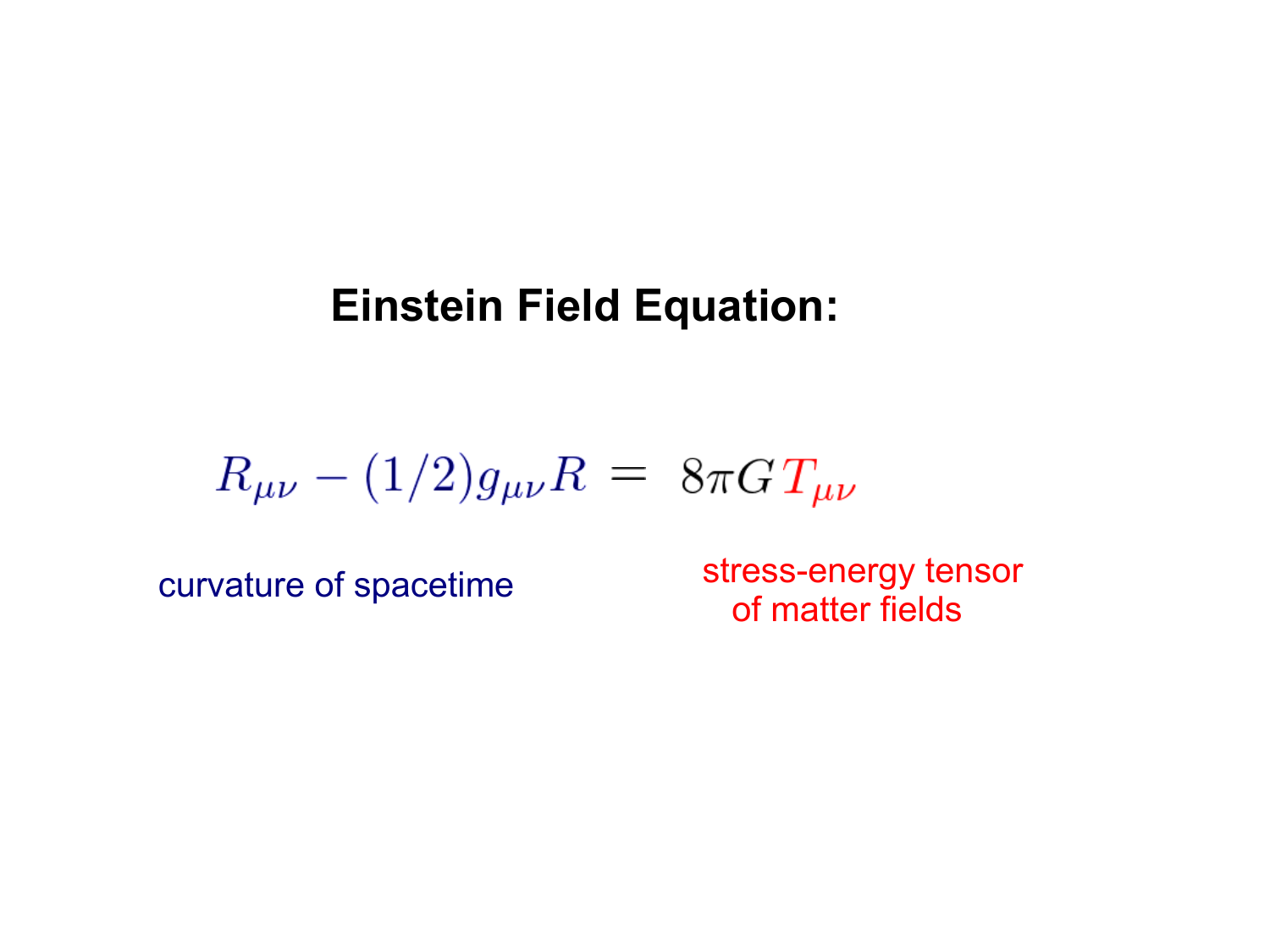## Einstein Field Equation:

$$R_{\mu\nu} - (1/2)g_{\mu\nu}R = 8\pi G T_{\mu\nu}$$

curvature of spacetime

stress-energy tensor of matter fields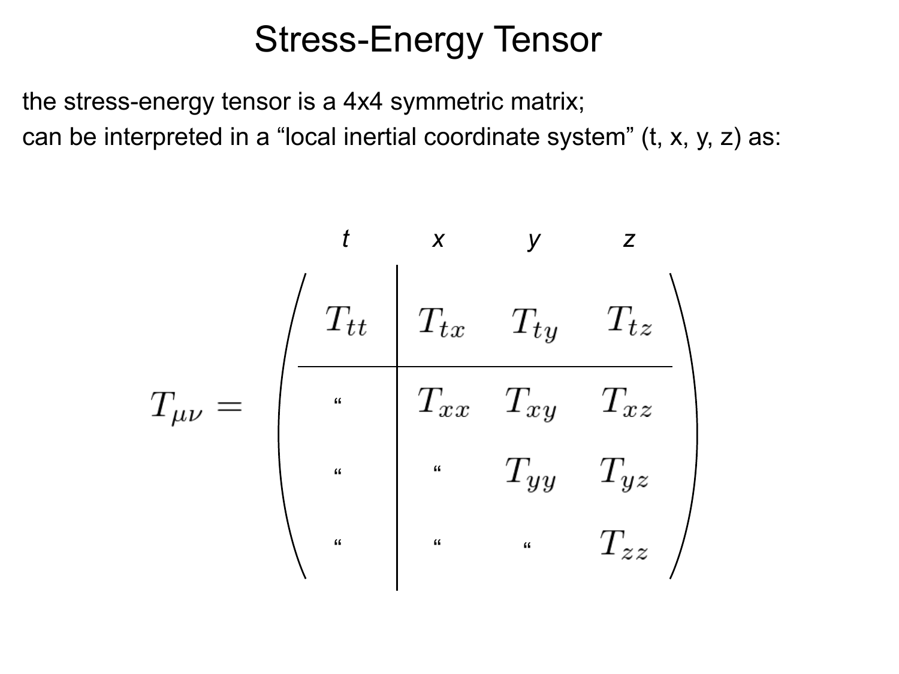# Stress-Energy Tensor

the stress-energy tensor is a 4x4 symmetric matrix;
can be interpreted in a "local inertial coordinate system" (t, x, y, z) as:

$$
T_{\mu\nu} = \left(
\begin{array}{c|ccc}
 & x & y & z \\
\hline
T_{tt} & T_{tx} & T_{ty} & T_{tz} \\
\hline
\text{“} & T_{xx} & T_{xy} & T_{xz} \\
\text{“} & \text{“} & T_{yy} & T_{yz} \\
\text{“} & \text{“} & \text{“} & T_{zz}
\end{array}
\right)
$$

(columns labeled $t$, $x$, $y$, $z$)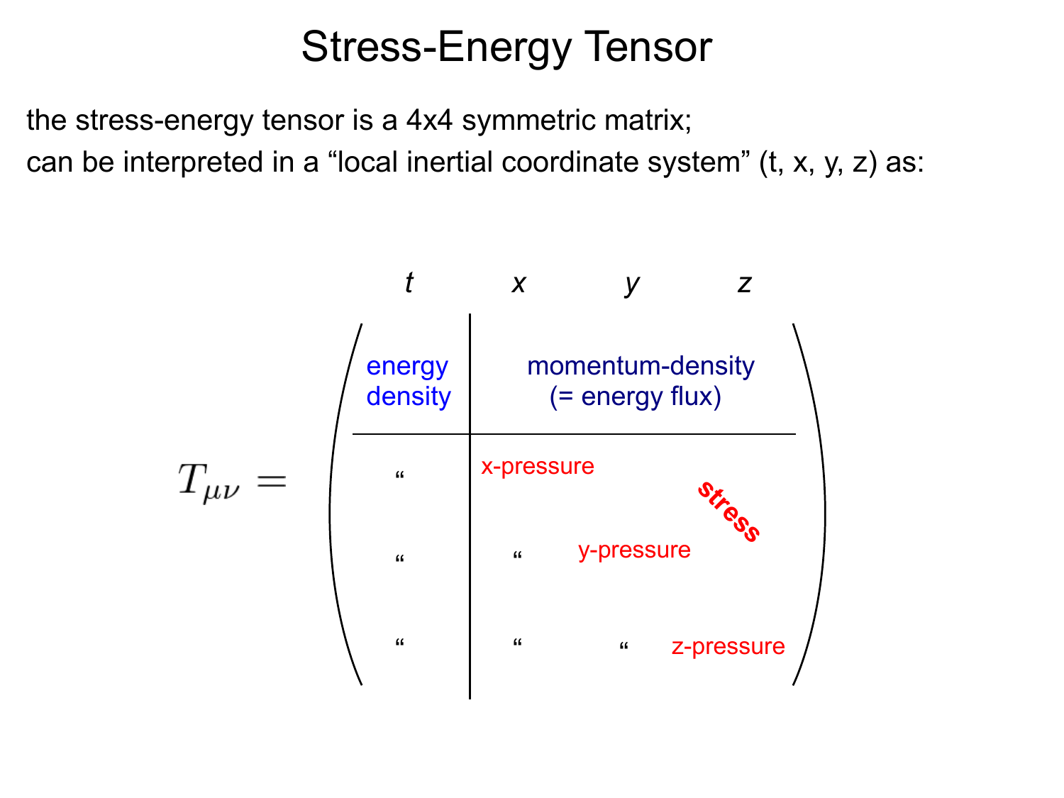# Stress-Energy Tensor

the stress-energy tensor is a 4x4 symmetric matrix;

can be interpreted in a "local inertial coordinate system" (t, x, y, z) as:

$T_{\mu\nu} =$

| | *t* | *x* | *y* | *z* |
|---|---|---|---|---|
| | energy density | momentum-density (= energy flux) | | |
| | " | x-pressure | | **stress** |
| | " | " | y-pressure | |
| | " | " | " | z-pressure |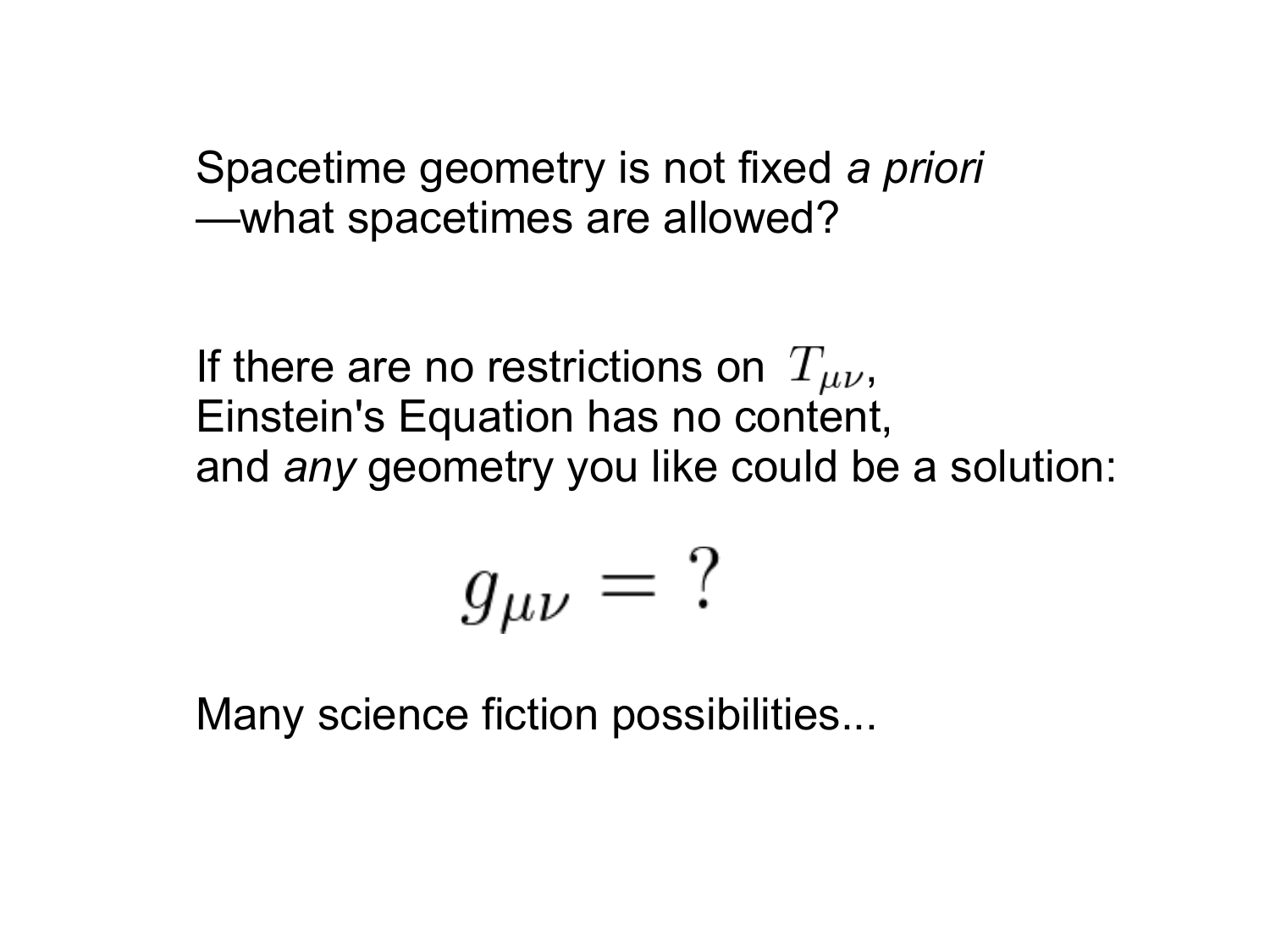Spacetime geometry is not fixed *a priori*
—what spacetimes are allowed?

If there are no restrictions on $T_{\mu\nu}$,
Einstein's Equation has no content,
and *any* geometry you like could be a solution:

$$g_{\mu\nu} = \,?$$

Many science fiction possibilities...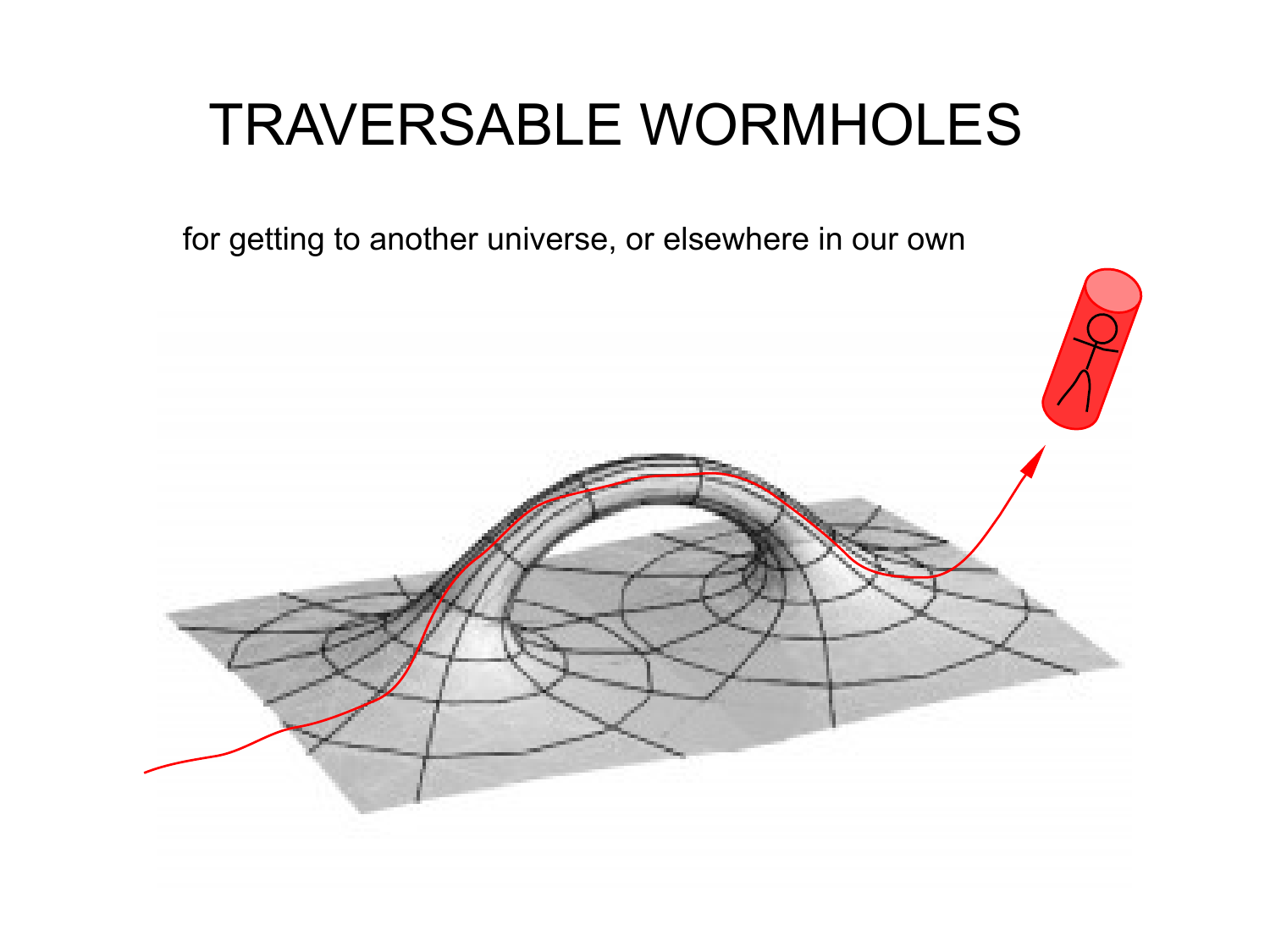# TRAVERSABLE WORMHOLES

for getting to another universe, or elsewhere in our own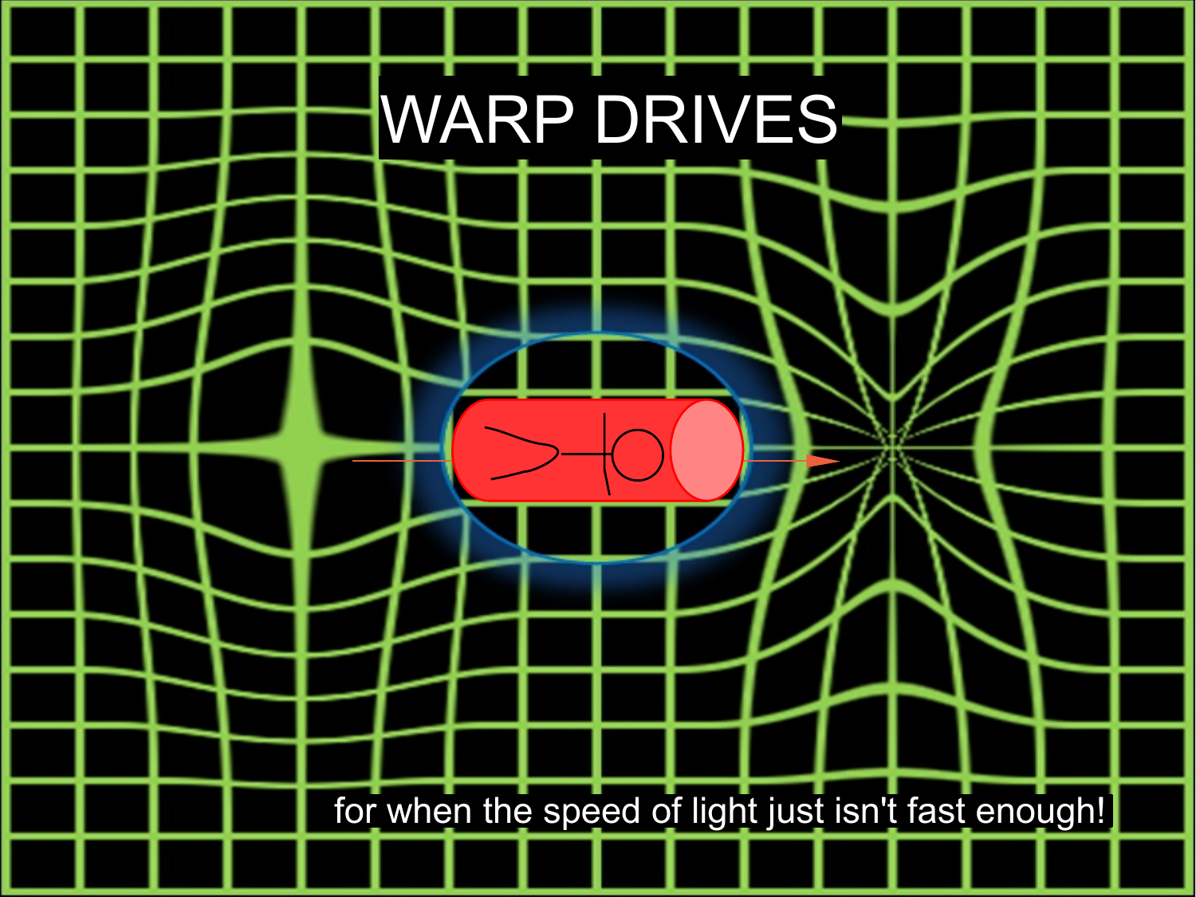# WARP DRIVES

for when the speed of light just isn't fast enough!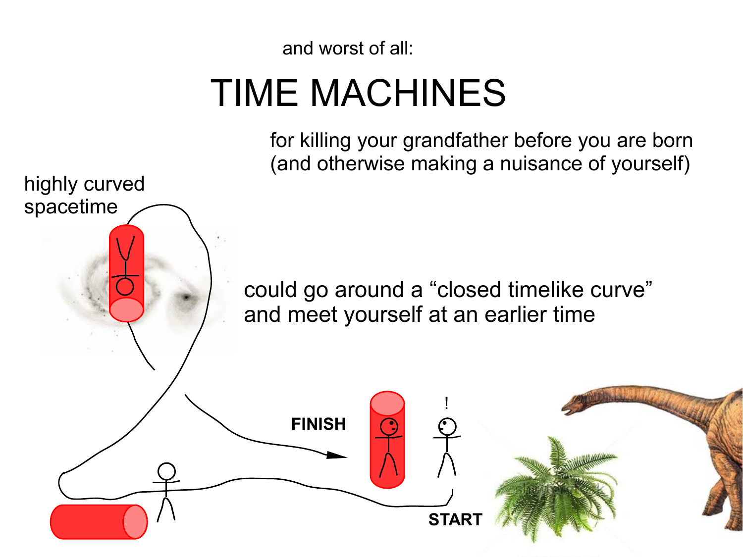and worst of all:

# TIME MACHINES

for killing your grandfather before you are born (and otherwise making a nuisance of yourself)

highly curved spacetime

could go around a "closed timelike curve" and meet yourself at an earlier time

**FINISH**

**START**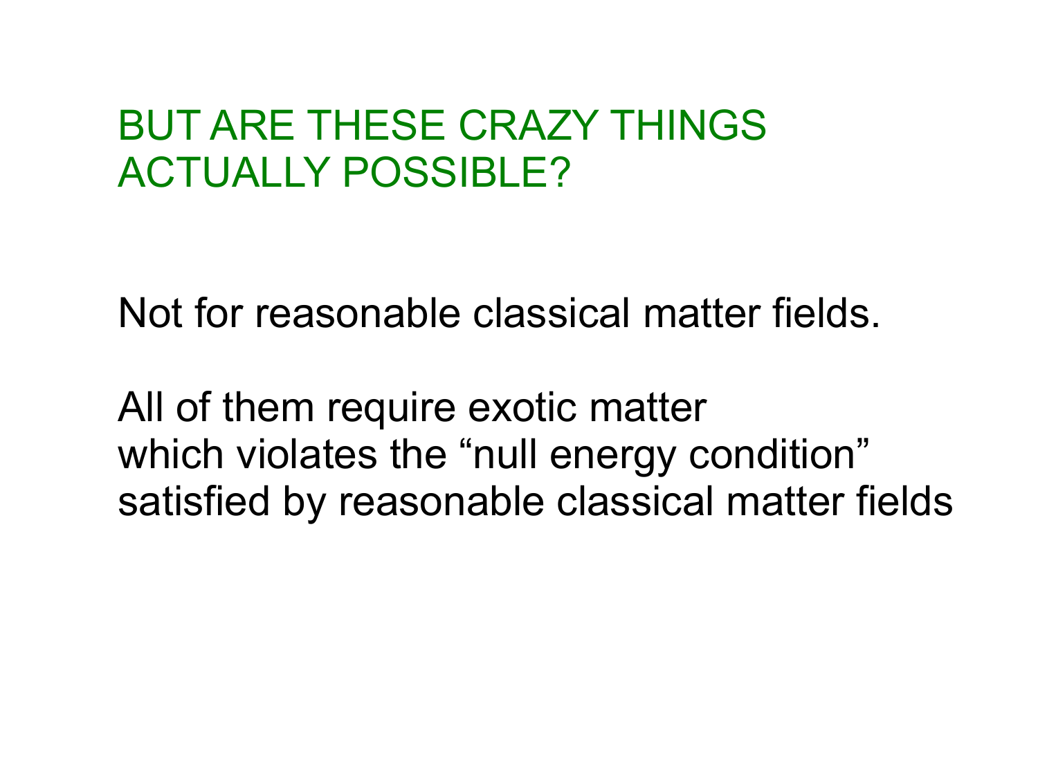## BUT ARE THESE CRAZY THINGS ACTUALLY POSSIBLE?

Not for reasonable classical matter fields.

All of them require exotic matter
which violates the “null energy condition”
satisfied by reasonable classical matter fields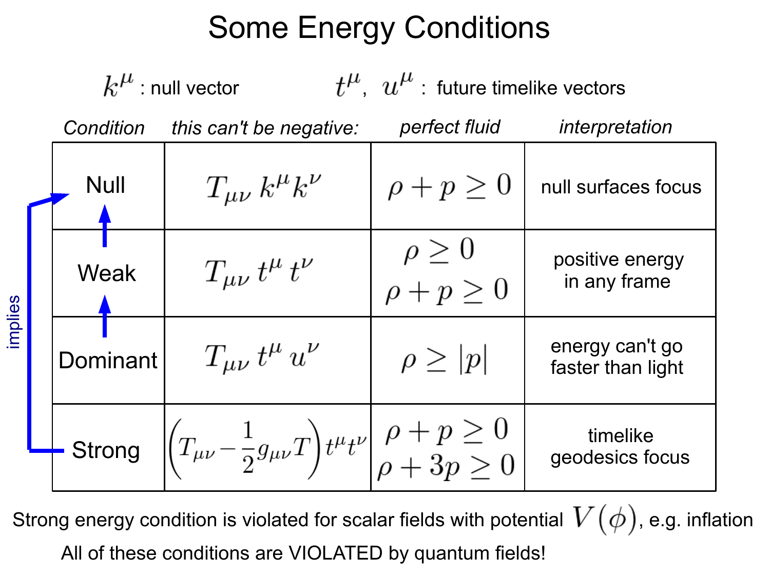# Some Energy Conditions

$k^\mu$ : null vector $\qquad$ $t^\mu,\ u^\mu$ : future timelike vectors

| *Condition* | *this can't be negative:* | *perfect fluid* | *interpretation* |
|---|---|---|---|
| Null | $T_{\mu\nu}\, k^\mu k^\nu$ | $\rho + p \geq 0$ | null surfaces focus |
| Weak | $T_{\mu\nu}\, t^\mu\, t^\nu$ | $\rho \geq 0$ <br> $\rho + p \geq 0$ | positive energy in any frame |
| Dominant | $T_{\mu\nu}\, t^\mu\, u^\nu$ | $\rho \geq \lvert p \rvert$ | energy can't go faster than light |
| Strong | $\left(T_{\mu\nu} - \frac{1}{2} g_{\mu\nu} T\right) t^\mu t^\nu$ | $\rho + p \geq 0$ <br> $\rho + 3p \geq 0$ | timelike geodesics focus |

implies: Dominant → Weak → Null; Strong → Null

Strong energy condition is violated for scalar fields with potential $V(\phi)$, e.g. inflation

All of these conditions are VIOLATED by quantum fields!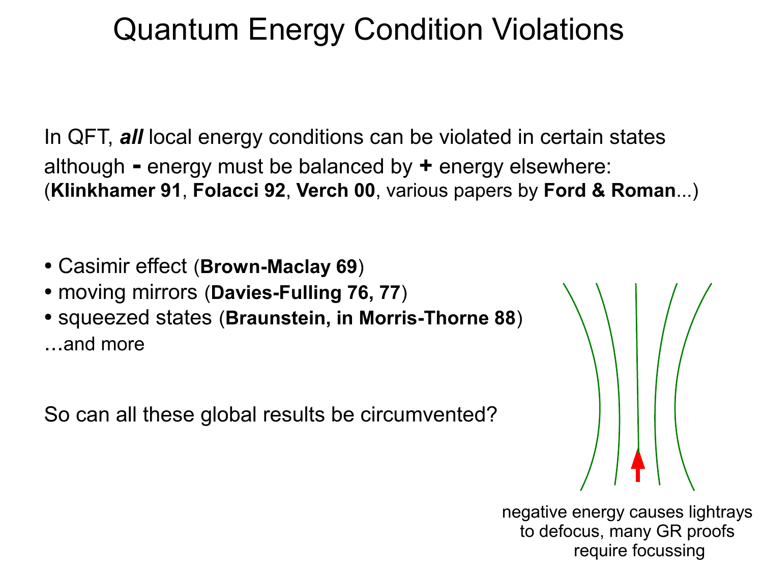# Quantum Energy Condition Violations

In QFT, ***all*** local energy conditions can be violated in certain states although **-** energy must be balanced by **+** energy elsewhere: (**Klinkhamer 91**, **Folacci 92**, **Verch 00**, various papers by **Ford & Roman**...)

- Casimir effect (**Brown-Maclay 69**)
- moving mirrors (**Davies-Fulling 76, 77**)
- squeezed states (**Braunstein, in Morris-Thorne 88**)

...and more

So can all these global results be circumvented?

negative energy causes lightrays to defocus, many GR proofs require focussing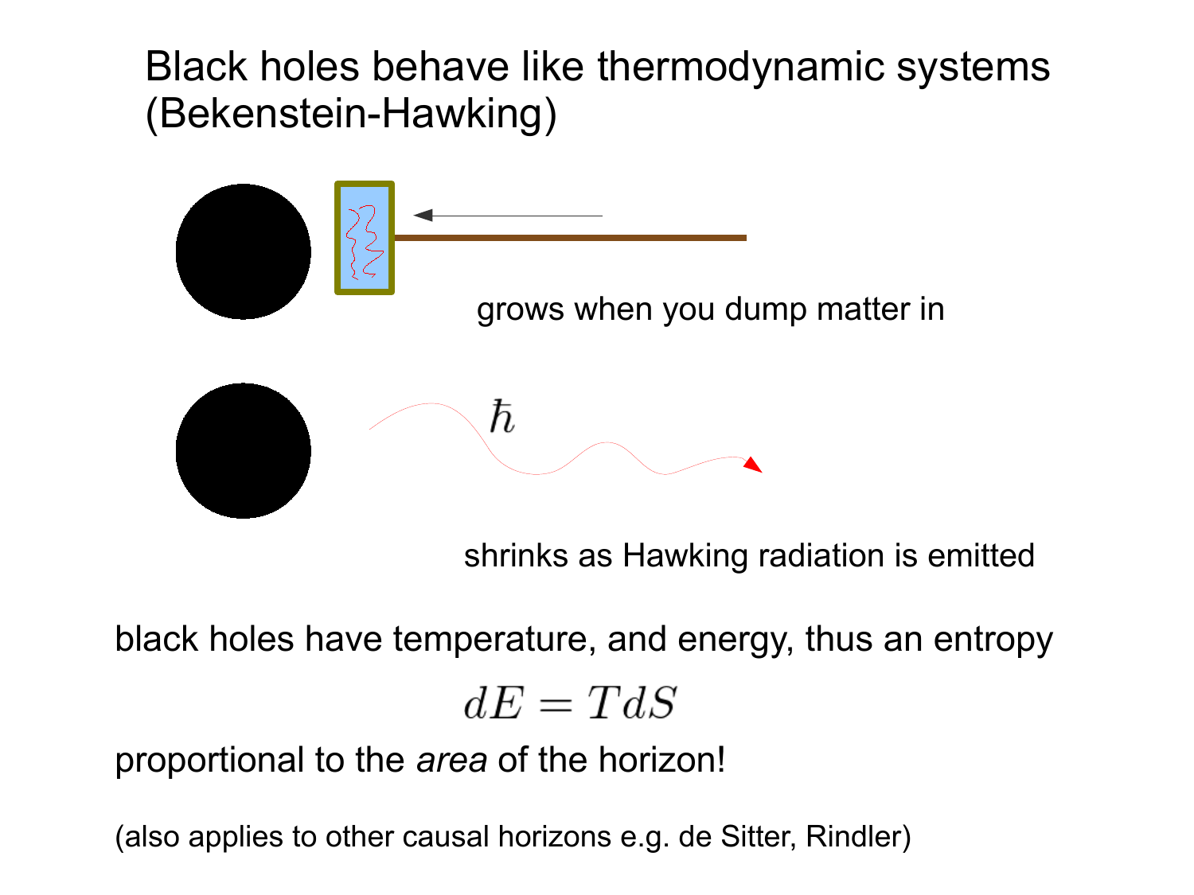# Black holes behave like thermodynamic systems (Bekenstein-Hawking)

grows when you dump matter in

$\hbar$

shrinks as Hawking radiation is emitted

black holes have temperature, and energy, thus an entropy

$$dE = TdS$$

proportional to the *area* of the horizon!

(also applies to other causal horizons e.g. de Sitter, Rindler)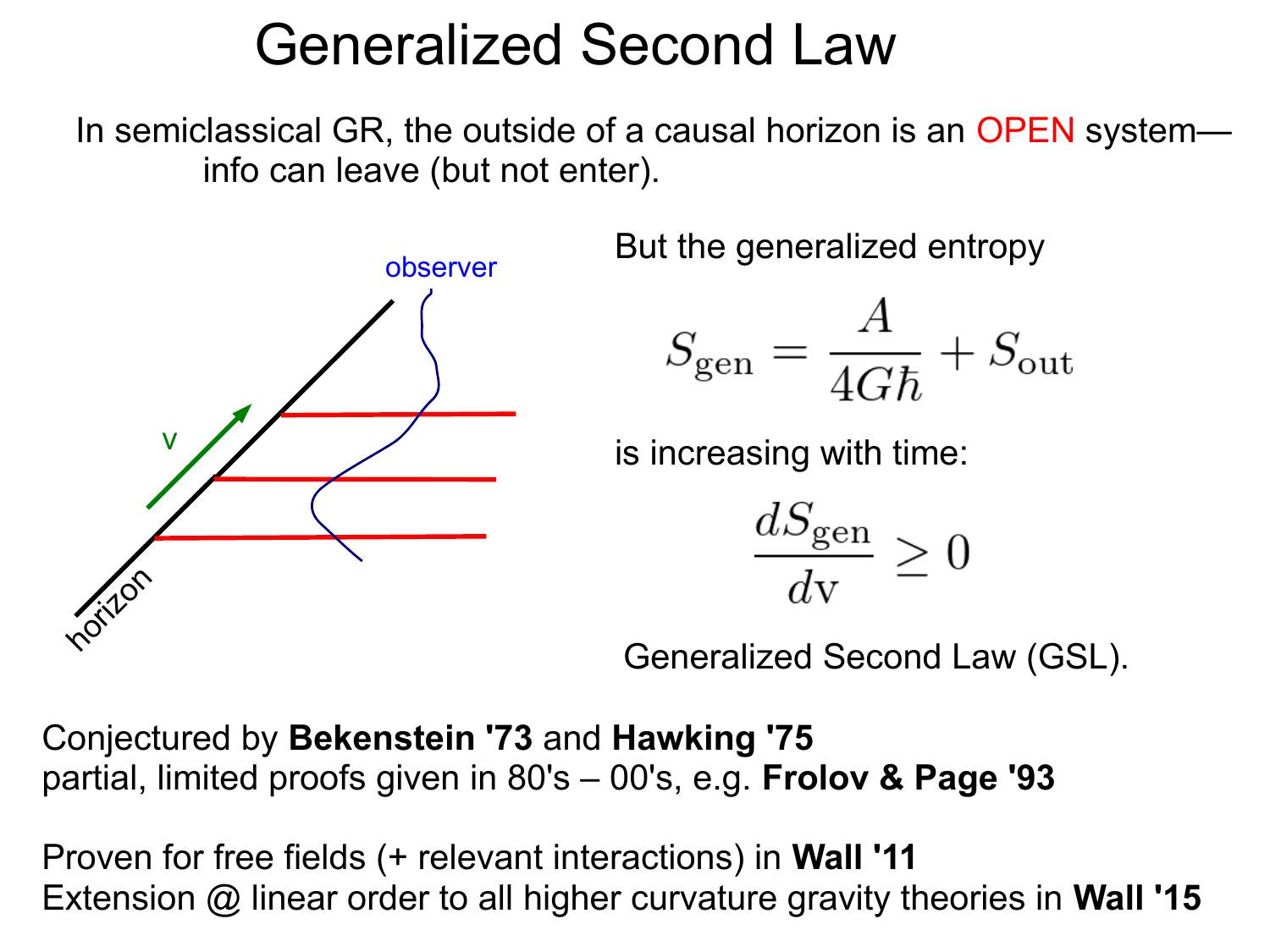# Generalized Second Law

In semiclassical GR, the outside of a causal horizon is an OPEN system—
info can leave (but not enter).

But the generalized entropy

$$S_{\text{gen}} = \frac{A}{4G\hbar} + S_{\text{out}}$$

is increasing with time:

$$\frac{dS_{\text{gen}}}{d\text{v}} \geq 0$$

Generalized Second Law (GSL).

Conjectured by **Bekenstein '73** and **Hawking '75**
partial, limited proofs given in 80's – 00's, e.g. **Frolov & Page '93**

Proven for free fields (+ relevant interactions) in **Wall '11**
Extension @ linear order to all higher curvature gravity theories in **Wall '15**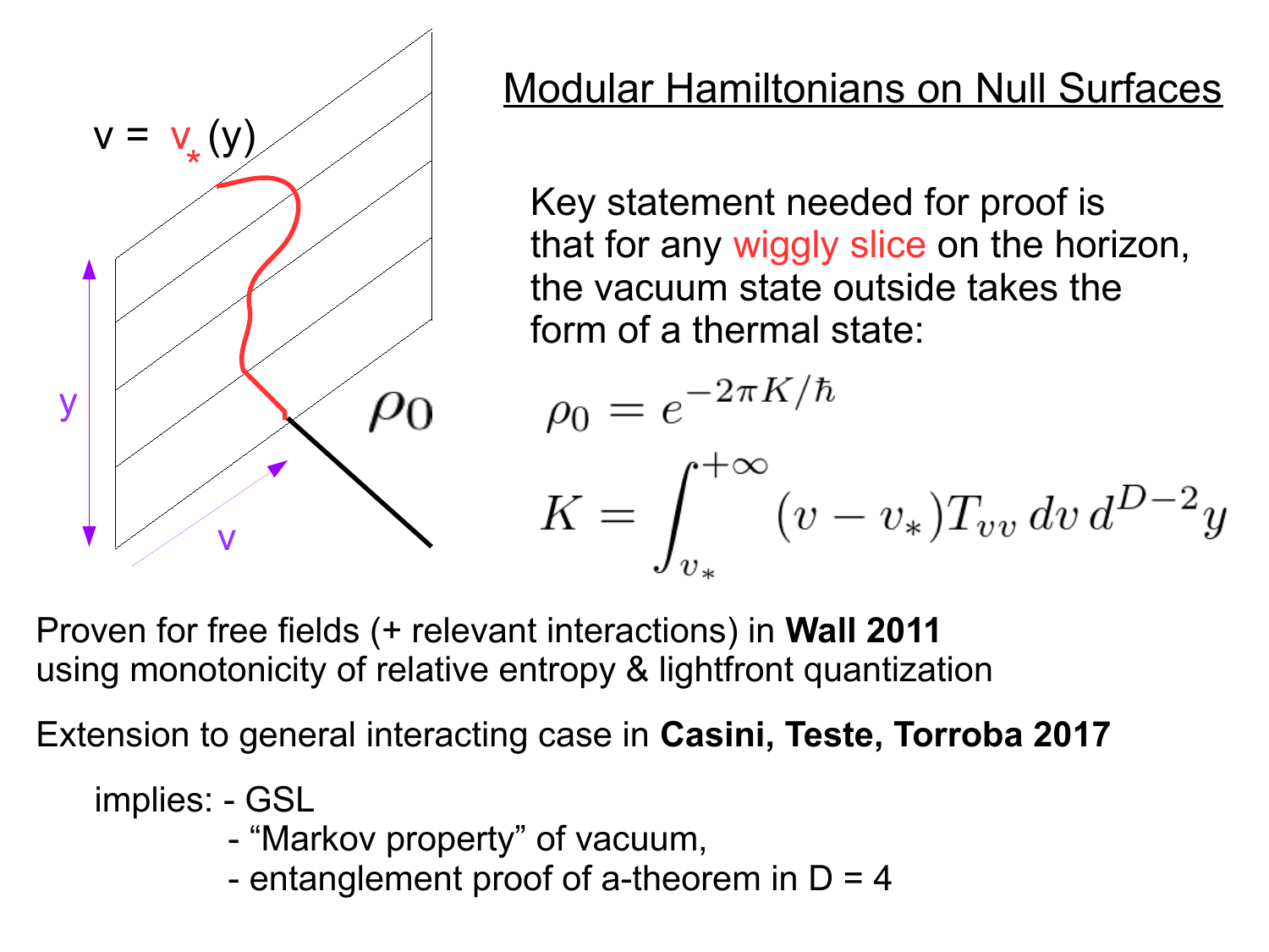## Modular Hamiltonians on Null Surfaces

Key statement needed for proof is that for any wiggly slice on the horizon, the vacuum state outside takes the form of a thermal state:

$$\rho_0 = e^{-2\pi K/\hbar}$$

$$K = \int_{v_*}^{+\infty} (v - v_*) T_{vv} \, dv \, d^{D-2}y$$

Proven for free fields (+ relevant interactions) in **Wall 2011** using monotonicity of relative entropy & lightfront quantization

Extension to general interacting case in **Casini, Teste, Torroba 2017**

implies:
- GSL
- "Markov property" of vacuum,
- entanglement proof of a-theorem in D = 4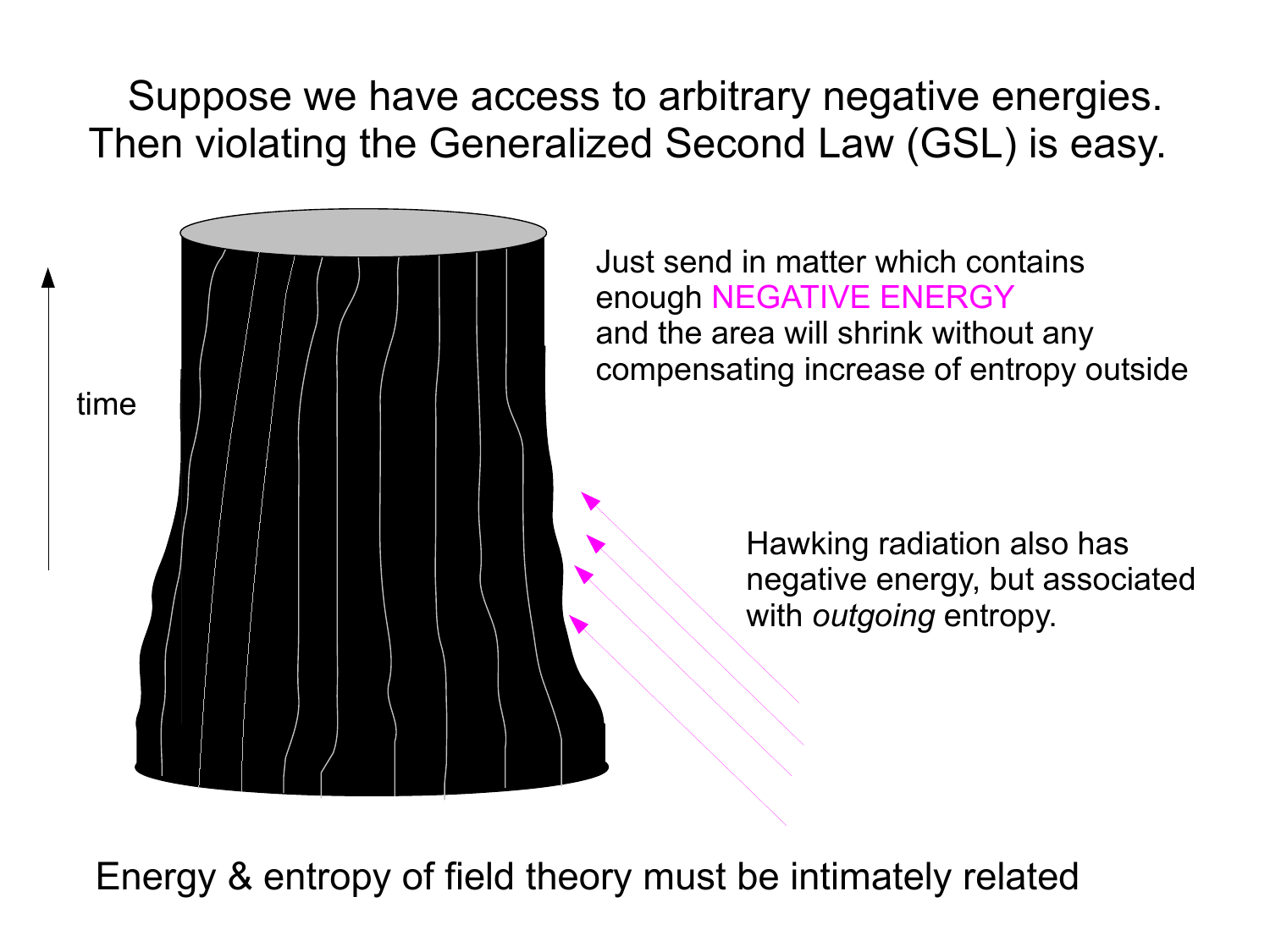Suppose we have access to arbitrary negative energies.
Then violating the Generalized Second Law (GSL) is easy.

time

Just send in matter which contains enough NEGATIVE ENERGY and the area will shrink without any compensating increase of entropy outside

Hawking radiation also has negative energy, but associated with *outgoing* entropy.

Energy & entropy of field theory must be intimately related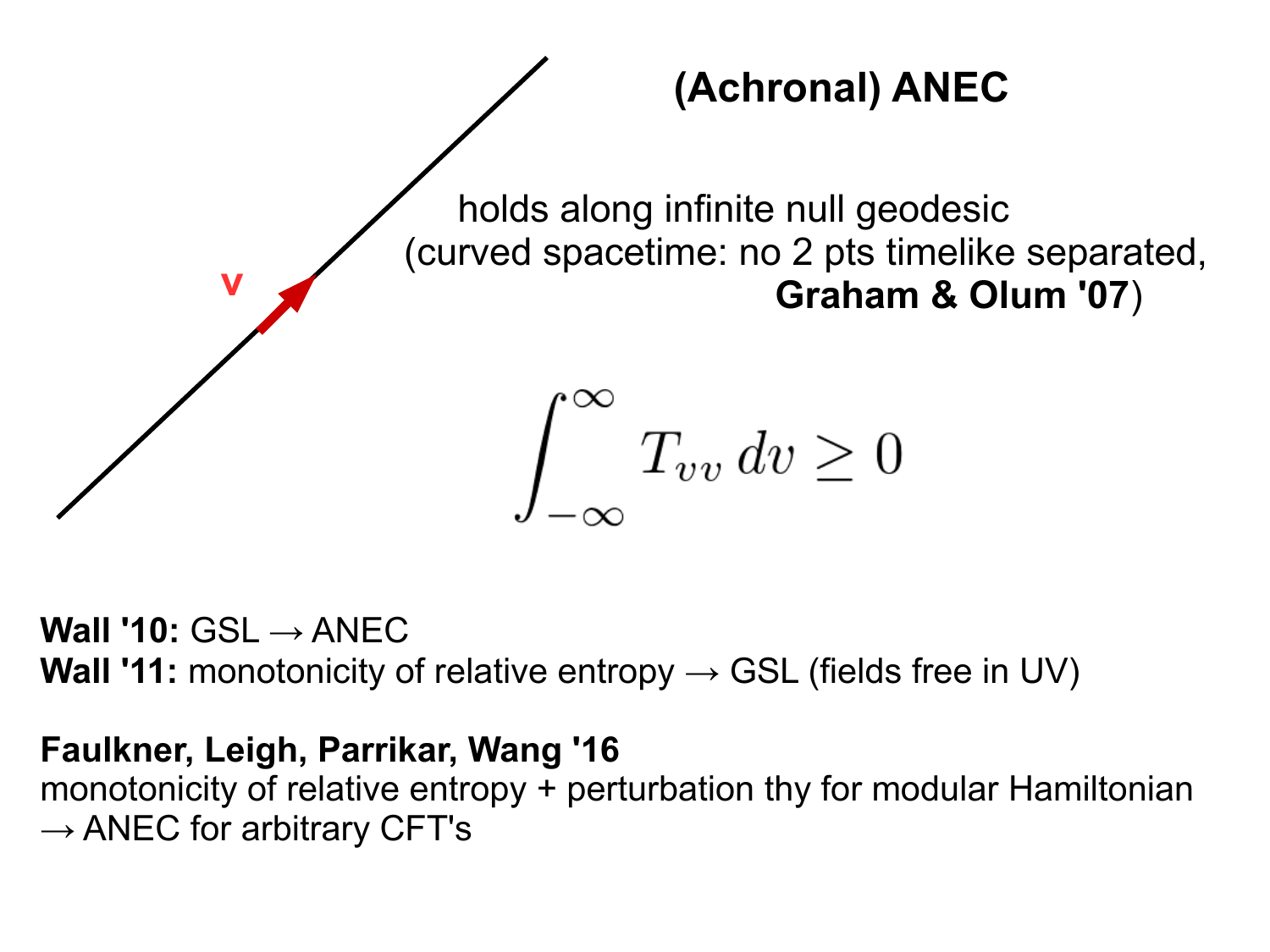# (Achronal) ANEC

v

holds along infinite null geodesic
(curved spacetime: no 2 pts timelike separated, **Graham & Olum '07**)

$$\int_{-\infty}^{\infty} T_{vv}\, dv \geq 0$$

**Wall '10:** GSL → ANEC
**Wall '11:** monotonicity of relative entropy → GSL (fields free in UV)

**Faulkner, Leigh, Parrikar, Wang '16**
monotonicity of relative entropy + perturbation thy for modular Hamiltonian
→ ANEC for arbitrary CFT's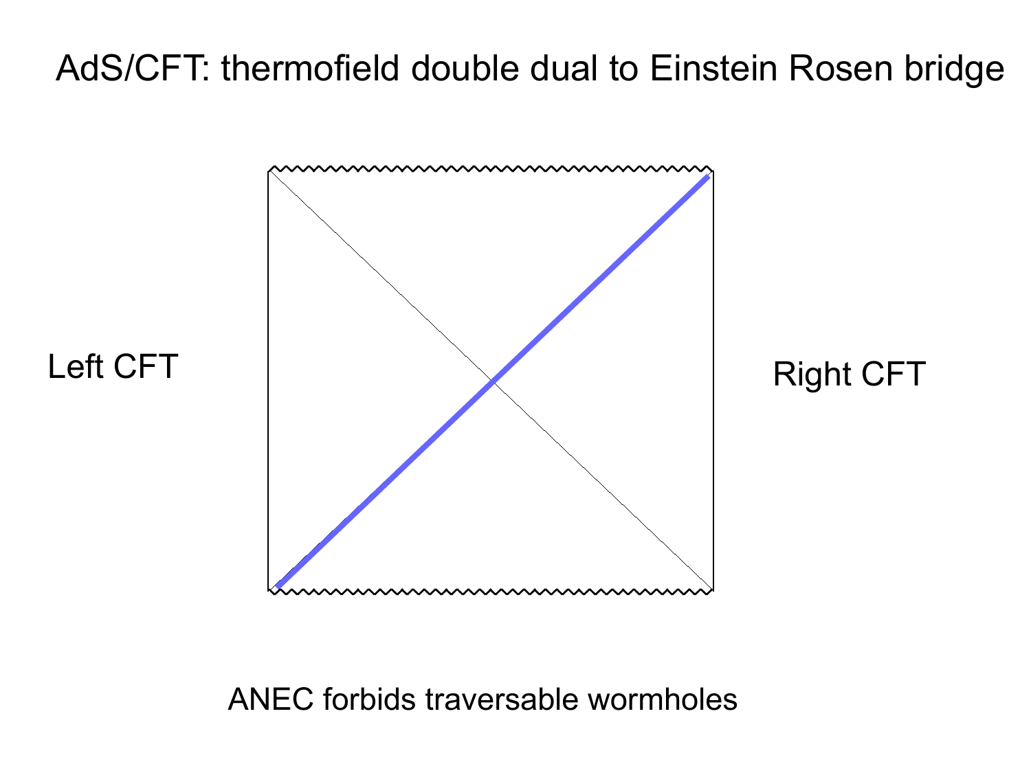# AdS/CFT: thermofield double dual to Einstein Rosen bridge

Left CFT

Right CFT

ANEC forbids traversable wormholes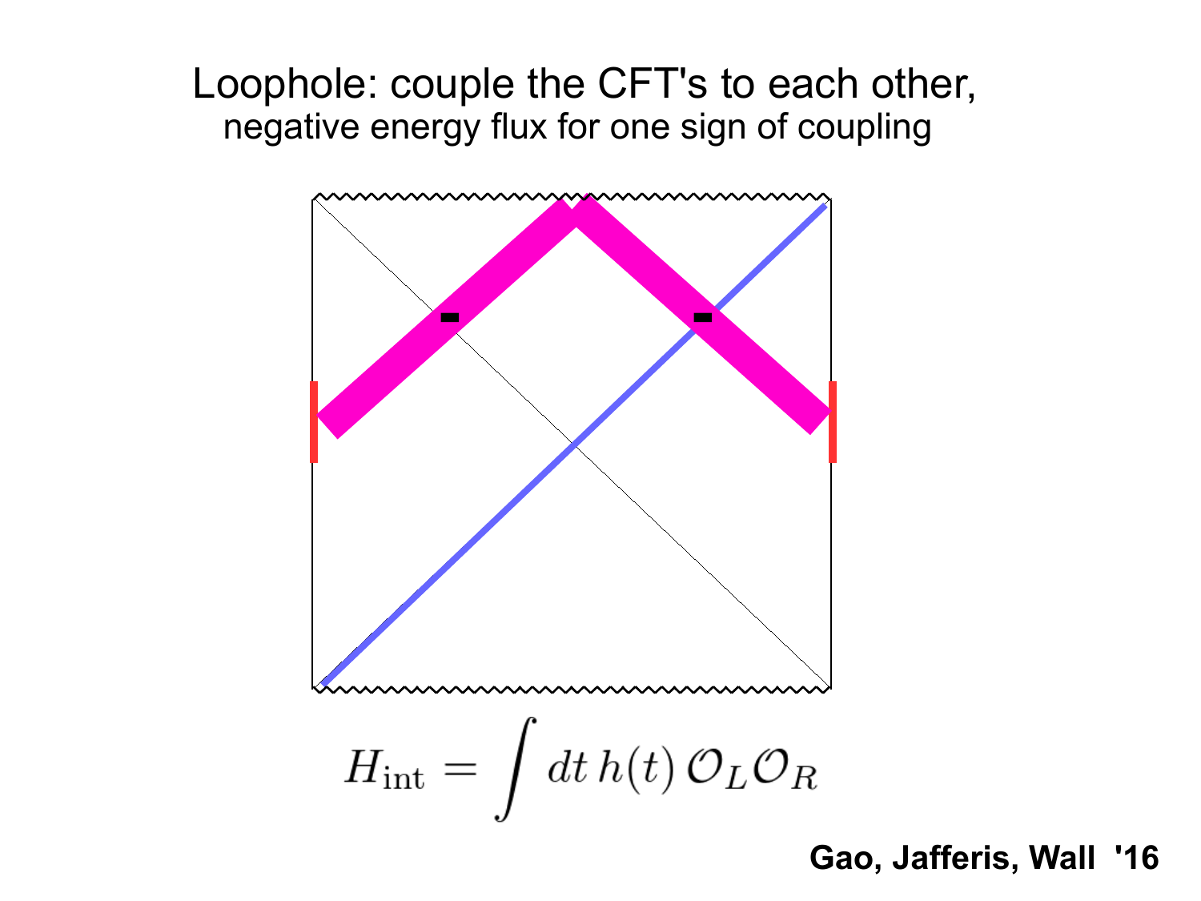# Loophole: couple the CFT's to each other,

negative energy flux for one sign of coupling

$$H_{\text{int}} = \int dt\, h(t)\, \mathcal{O}_L \mathcal{O}_R$$

**Gao, Jafferis, Wall '16**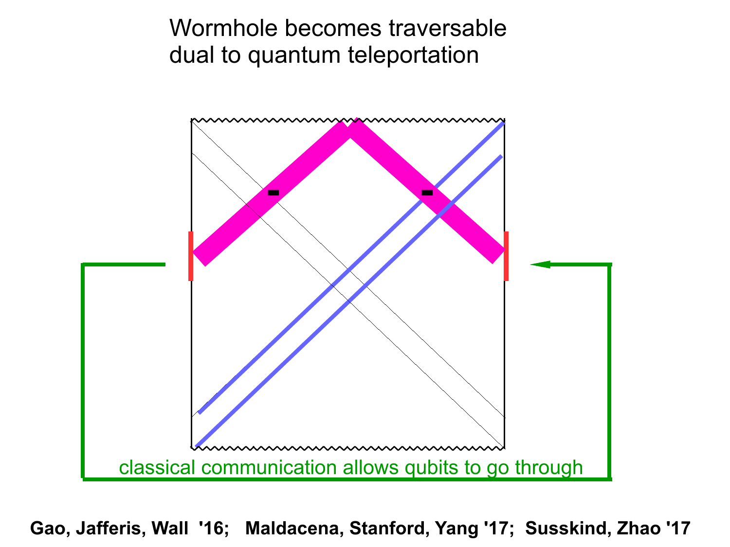# Wormhole becomes traversable dual to quantum teleportation

classical communication allows qubits to go through

**Gao, Jafferis, Wall '16; Maldacena, Stanford, Yang '17; Susskind, Zhao '17**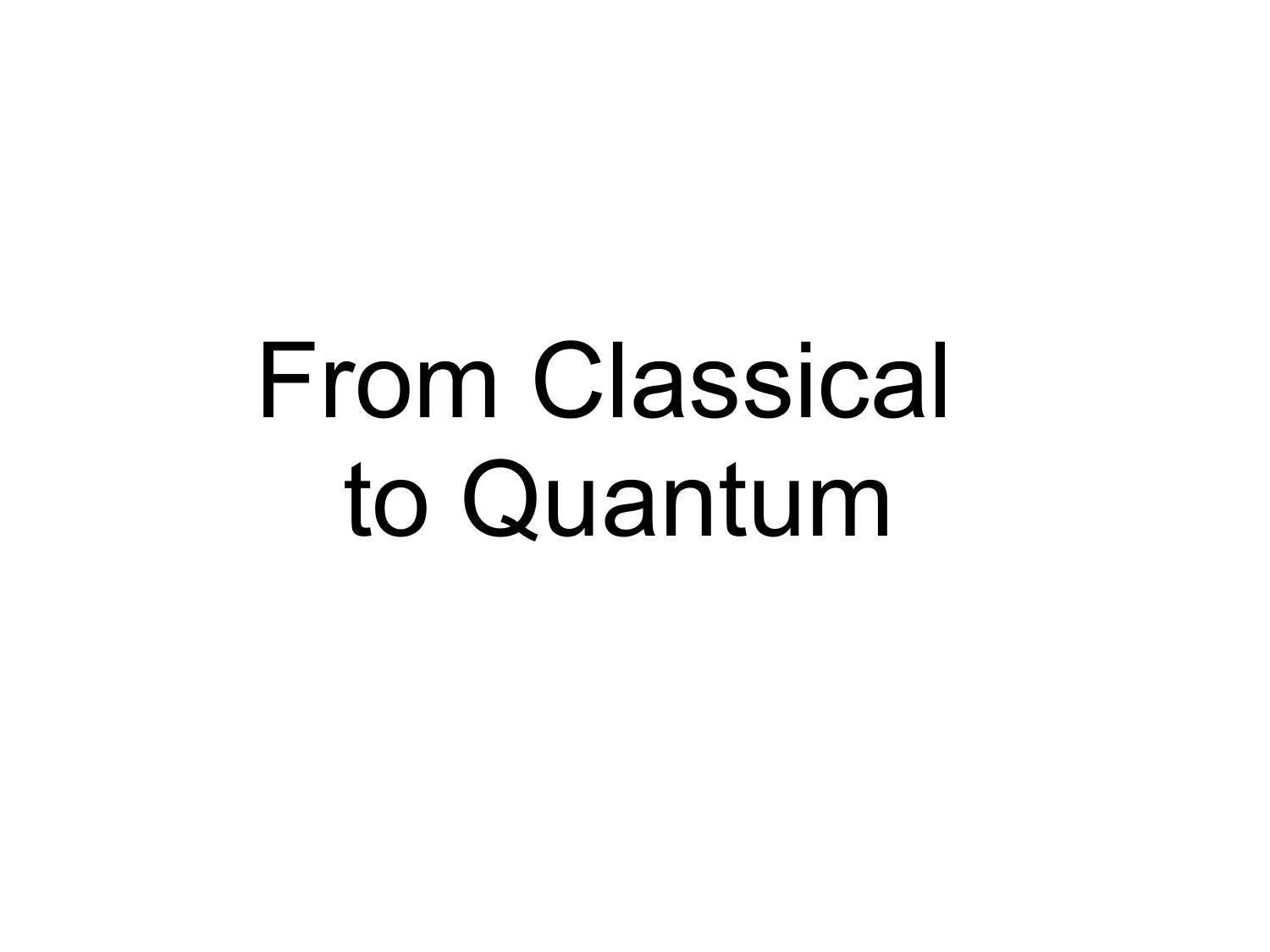# From Classical to Quantum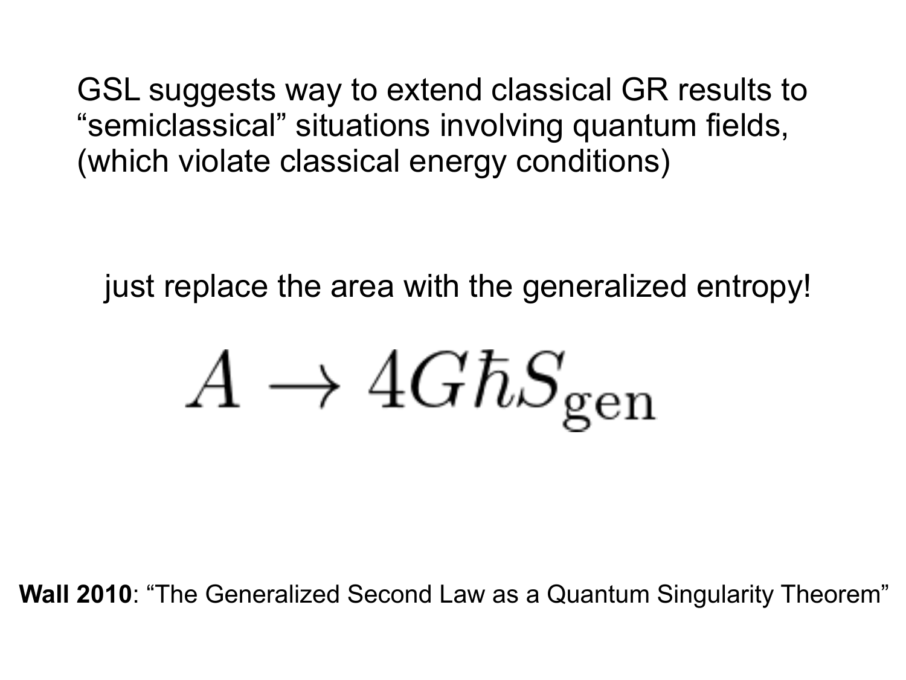GSL suggests way to extend classical GR results to “semiclassical” situations involving quantum fields, (which violate classical energy conditions)

just replace the area with the generalized entropy!

$$A \rightarrow 4G\hbar S_{\text{gen}}$$

**Wall 2010**: “The Generalized Second Law as a Quantum Singularity Theorem”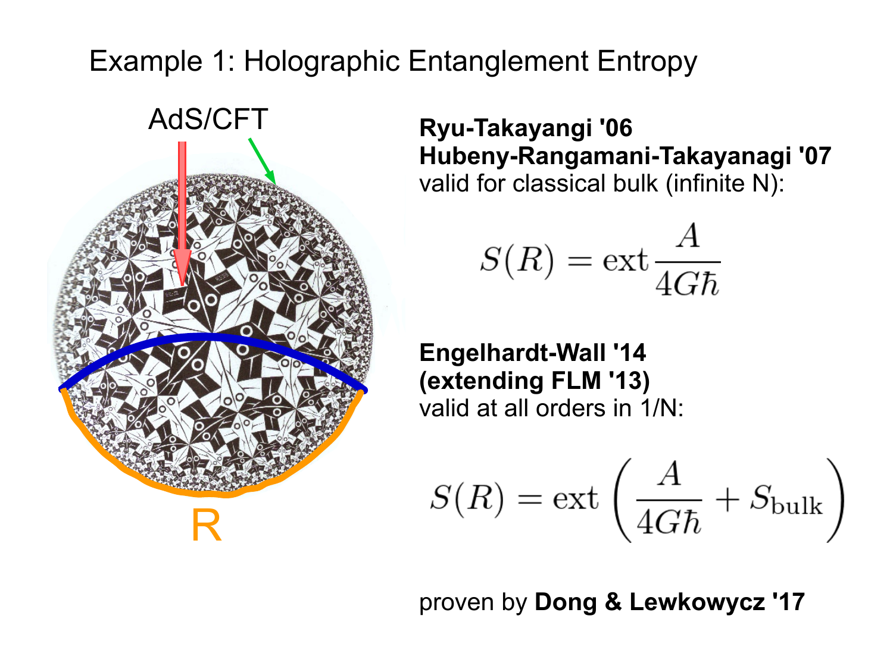# Example 1: Holographic Entanglement Entropy

AdS/CFT

R

**Ryu-Takayangi '06**
**Hubeny-Rangamani-Takayanagi '07**
valid for classical bulk (infinite N):

$$S(R) = \text{ext}\,\frac{A}{4G\hbar}$$

**Engelhardt-Wall '14**
**(extending FLM '13)**
valid at all orders in 1/N:

$$S(R) = \text{ext}\left(\frac{A}{4G\hbar} + S_{\text{bulk}}\right)$$

proven by **Dong & Lewkowycz '17**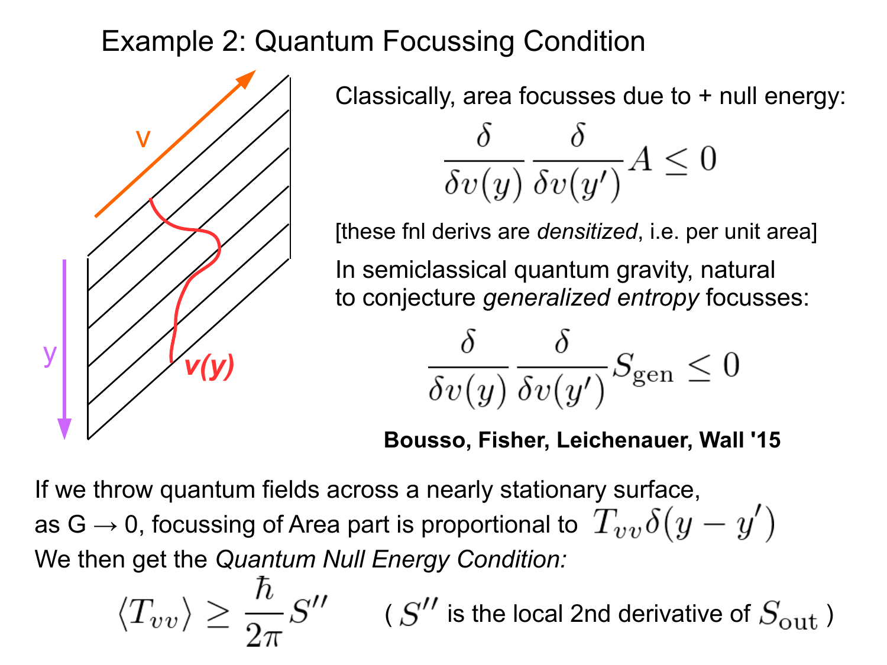# Example 2: Quantum Focussing Condition

Classically, area focusses due to + null energy:

$$\frac{\delta}{\delta v(y)} \frac{\delta}{\delta v(y')} A \leq 0$$

[these fnl derivs are *densitized*, i.e. per unit area]

In semiclassical quantum gravity, natural to conjecture *generalized entropy* focusses:

$$\frac{\delta}{\delta v(y)} \frac{\delta}{\delta v(y')} S_{\text{gen}} \leq 0$$

**Bousso, Fisher, Leichenauer, Wall '15**

If we throw quantum fields across a nearly stationary surface, as G → 0, focussing of Area part is proportional to $T_{vv}\delta(y - y')$

We then get the *Quantum Null Energy Condition:*

$$\langle T_{vv} \rangle \geq \frac{\hbar}{2\pi} S''$$

( $S''$ is the local 2nd derivative of $S_{\text{out}}$ )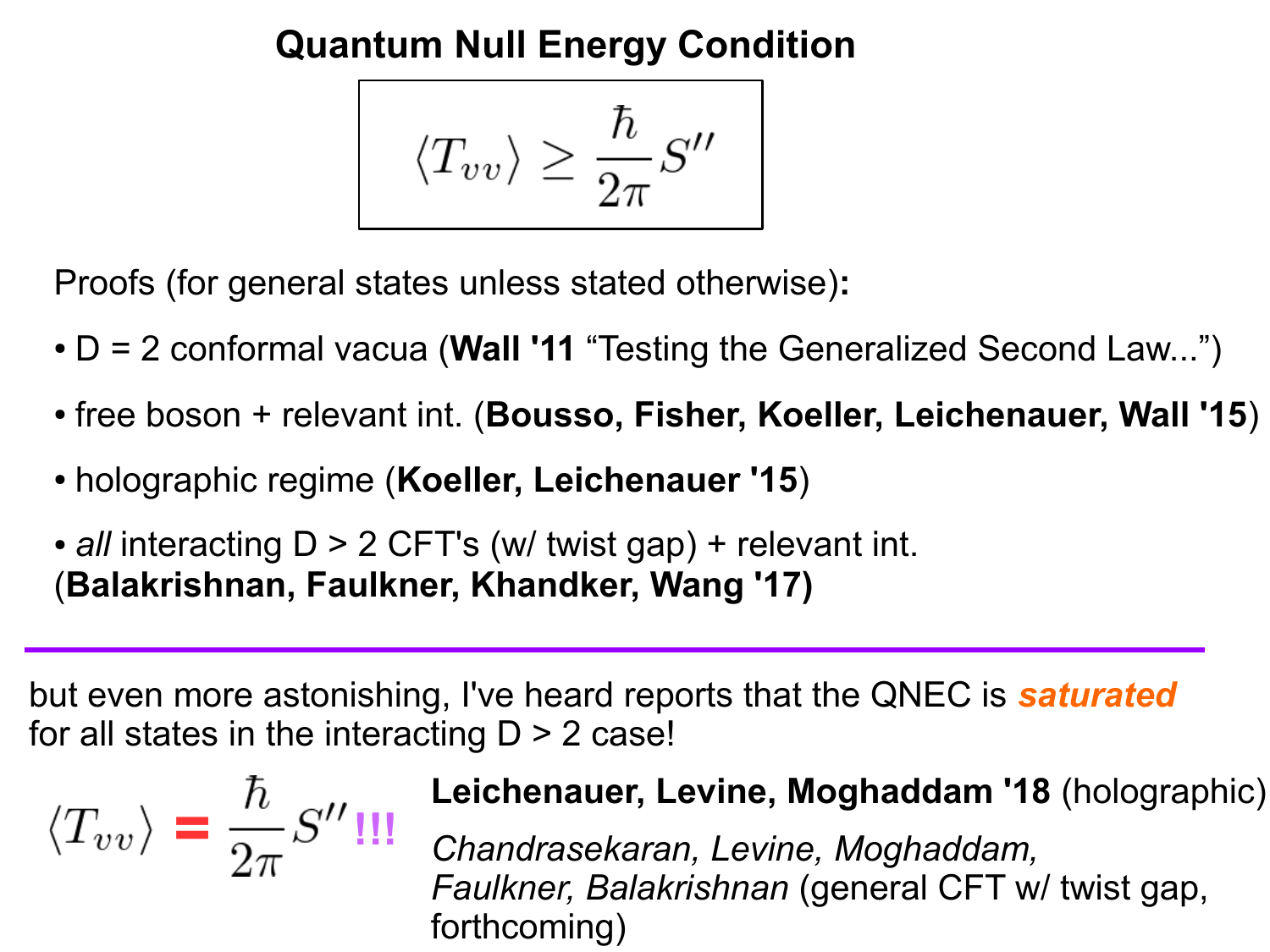# Quantum Null Energy Condition

$$\langle T_{vv} \rangle \geq \frac{\hbar}{2\pi} S''$$

Proofs (for general states unless stated otherwise)**:**

- D = 2 conformal vacua (**Wall '11** "Testing the Generalized Second Law...")
- free boson + relevant int. (**Bousso, Fisher, Koeller, Leichenauer, Wall '15**)
- holographic regime (**Koeller, Leichenauer '15**)
- *all* interacting D > 2 CFT's (w/ twist gap) + relevant int. (**Balakrishnan, Faulkner, Khandker, Wang '17)**

---

but even more astonishing, I've heard reports that the QNEC is ***saturated*** for all states in the interacting D > 2 case!

$$\langle T_{vv} \rangle = \frac{\hbar}{2\pi} S'' \text{!!!}$$

**Leichenauer, Levine, Moghaddam '18** (holographic)

*Chandrasekaran, Levine, Moghaddam, Faulkner, Balakrishnan* (general CFT w/ twist gap, forthcoming)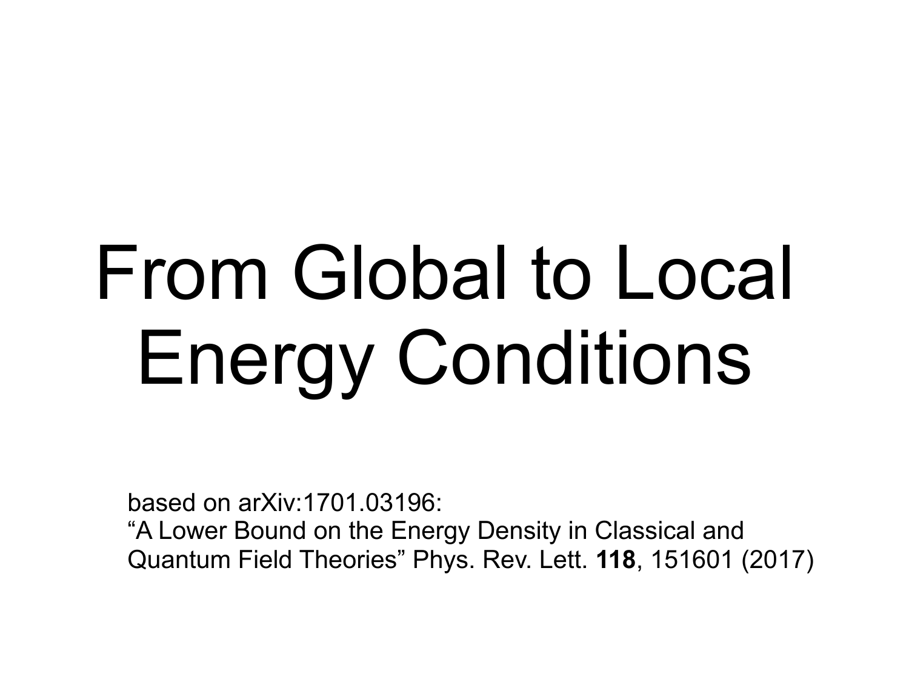# From Global to Local Energy Conditions

based on arXiv:1701.03196:
"A Lower Bound on the Energy Density in Classical and Quantum Field Theories" Phys. Rev. Lett. **118**, 151601 (2017)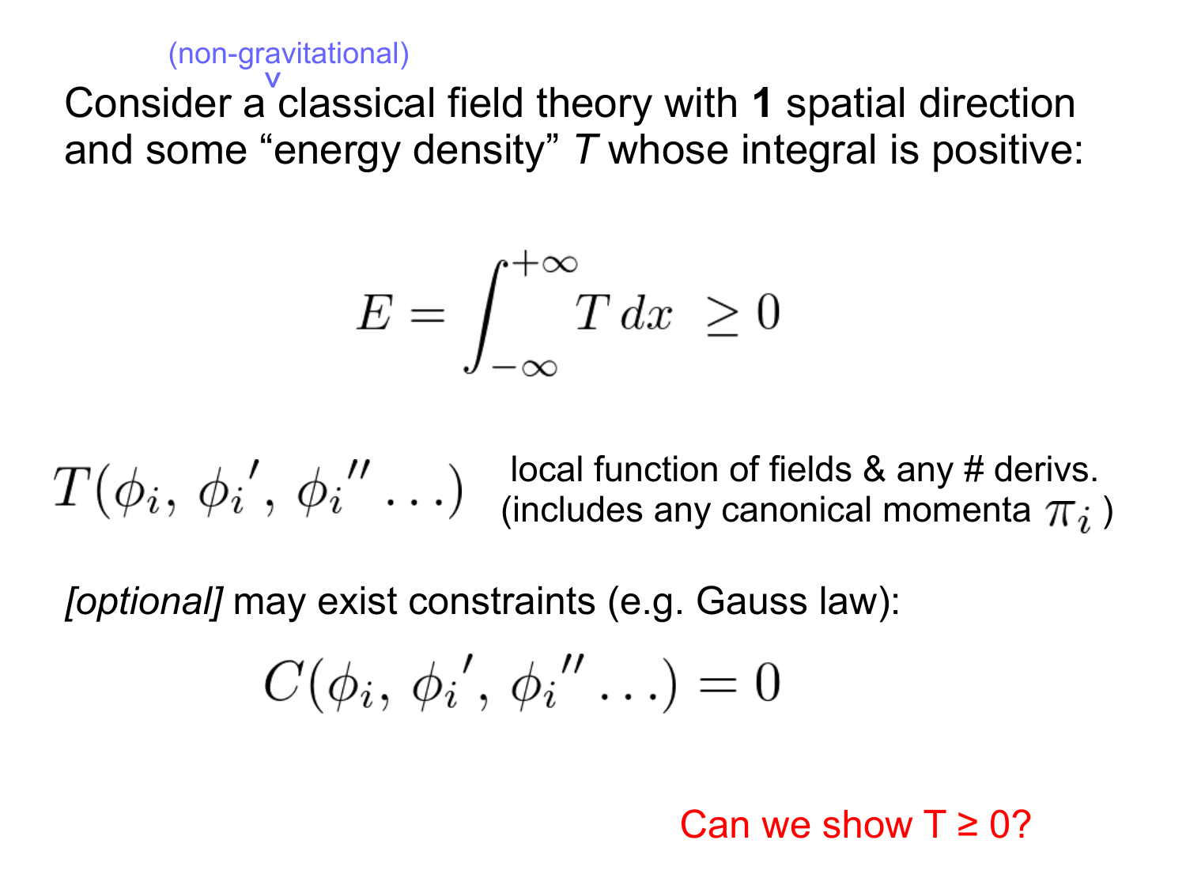(non-gravitational)

Consider a classical field theory with **1** spatial direction and some "energy density" $T$ whose integral is positive:

$$E = \int_{-\infty}^{+\infty} T \, dx \;\; \geq 0$$

$$T(\phi_i, \, {\phi_i}', \, {\phi_i}'' \ldots)$$

local function of fields & any # derivs. (includes any canonical momenta $\pi_i$ )

*[optional]* may exist constraints (e.g. Gauss law):

$$C(\phi_i, \, {\phi_i}', \, {\phi_i}'' \ldots) = 0$$

Can we show T ≥ 0?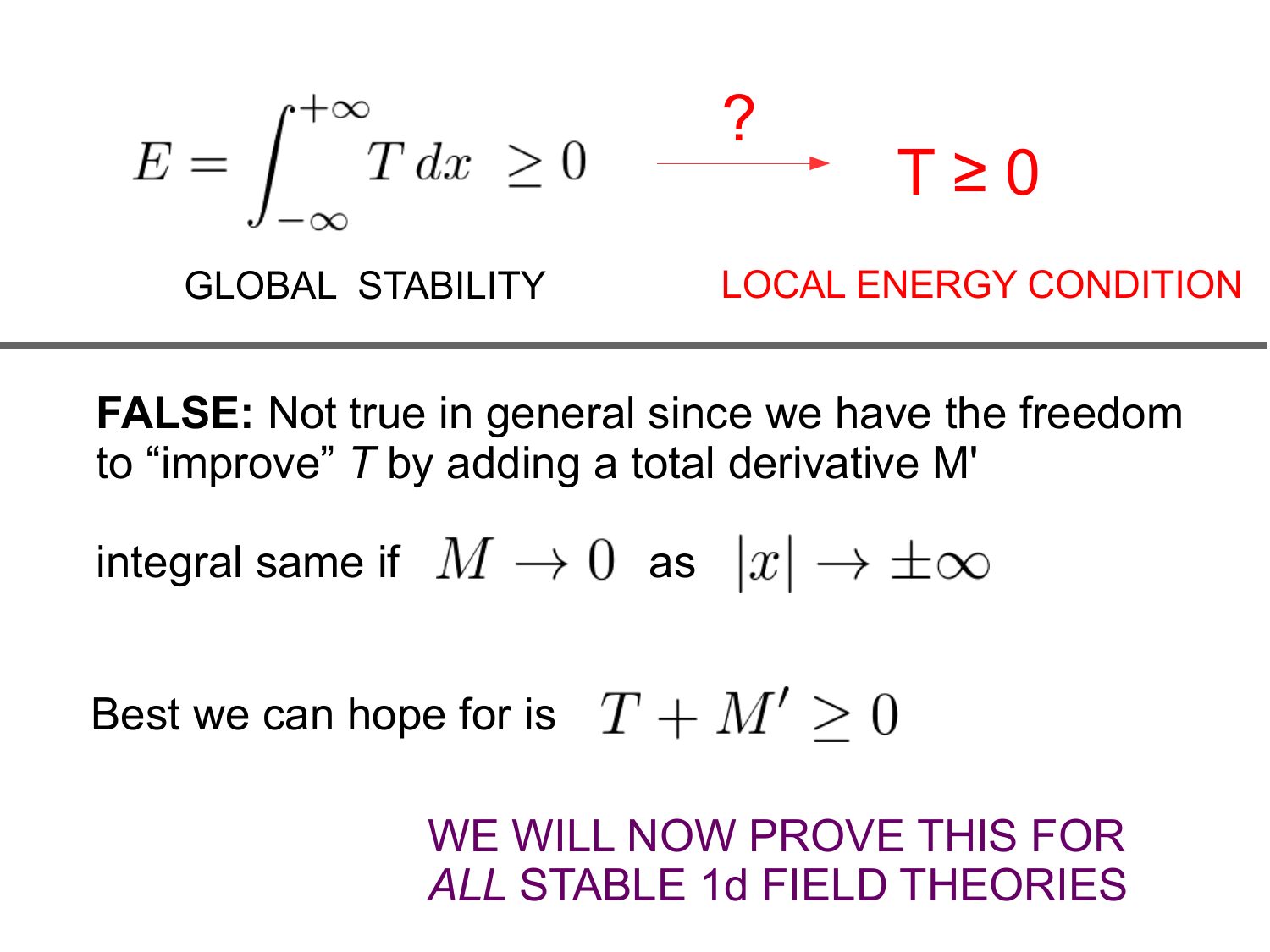$$E = \int_{-\infty}^{+\infty} T\,dx \;\geq 0 \quad \xrightarrow{?} \quad T \geq 0$$

GLOBAL STABILITY — LOCAL ENERGY CONDITION

---

**FALSE:** Not true in general since we have the freedom to "improve" *T* by adding a total derivative M'

integral same if $M \to 0$ as $|x| \to \pm\infty$

Best we can hope for is $T + M' \geq 0$

WE WILL NOW PROVE THIS FOR *ALL* STABLE 1d FIELD THEORIES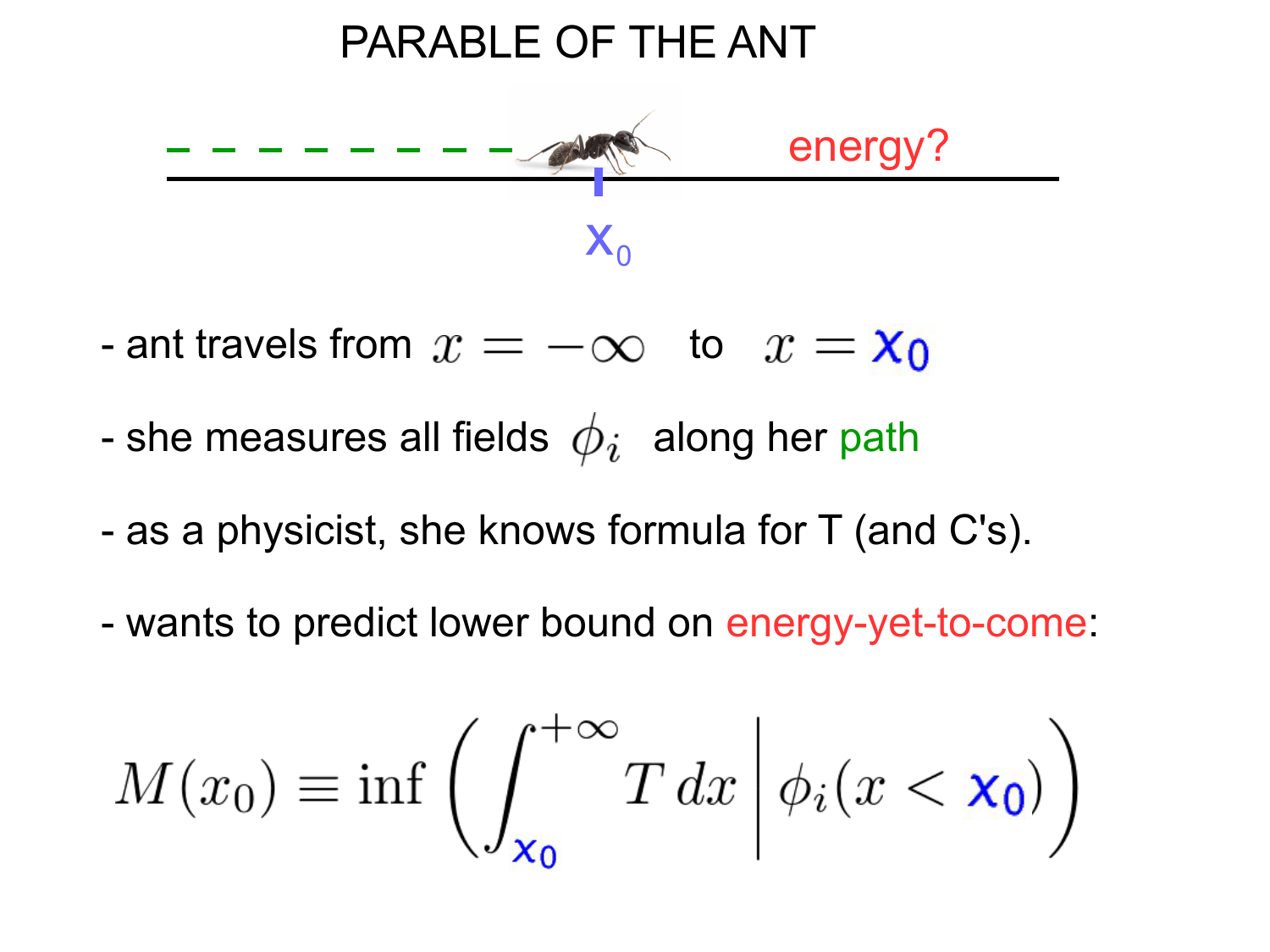# PARABLE OF THE ANT

energy?

$x_0$

- ant travels from $x = -\infty$ to $x = x_0$
- she measures all fields $\phi_i$ along her path
- as a physicist, she knows formula for T (and C's).
- wants to predict lower bound on energy-yet-to-come:

$$M(x_0) \equiv \inf \left( \int_{x_0}^{+\infty} T \, dx \, \middle| \, \phi_i(x < x_0) \right)$$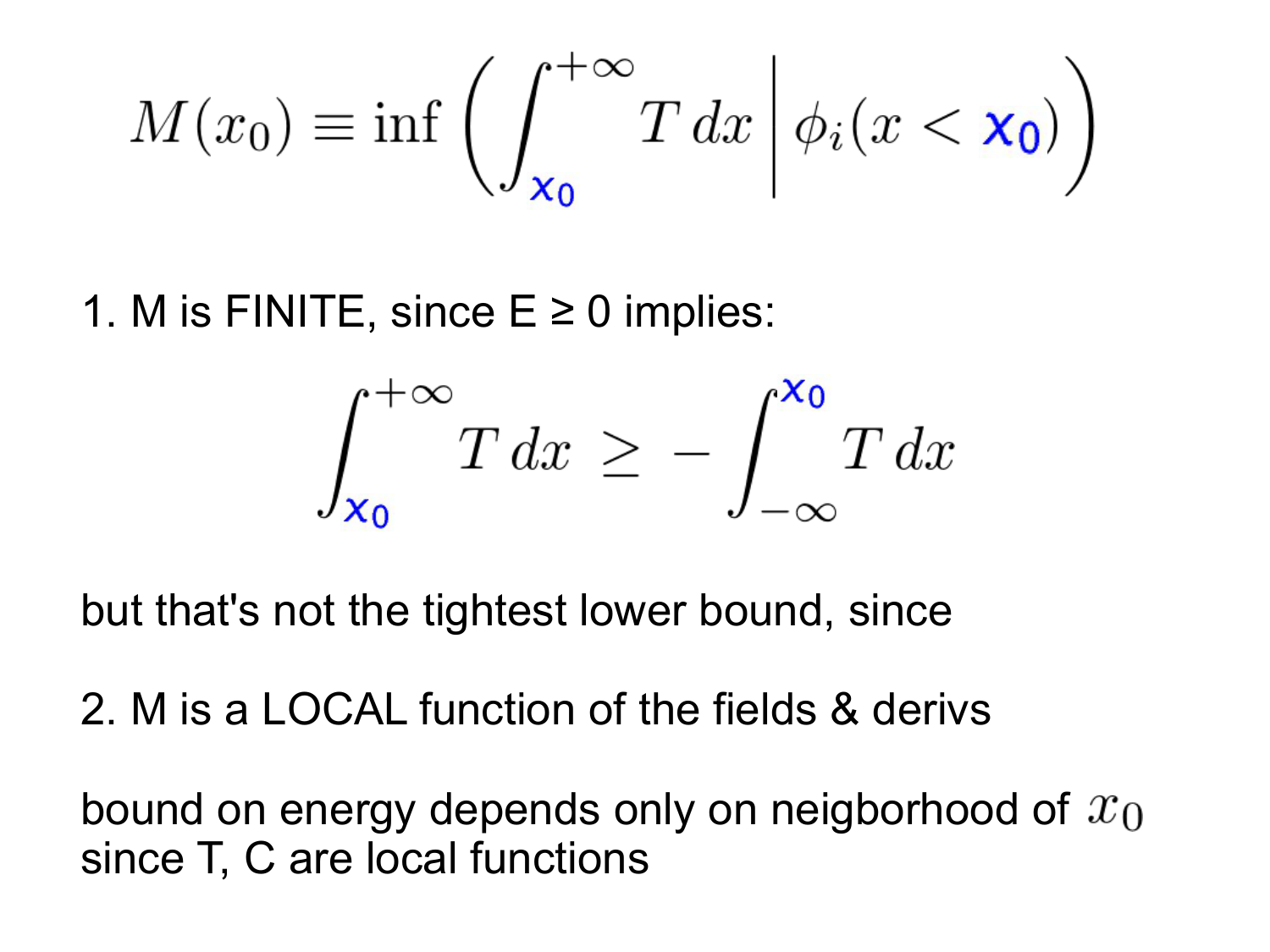$$M(x_0) \equiv \inf \left( \int_{x_0}^{+\infty} T\, dx \,\middle|\, \phi_i(x < x_0) \right)$$

1. M is FINITE, since E ≥ 0 implies:

$$\int_{x_0}^{+\infty} T\, dx \geq -\int_{-\infty}^{x_0} T\, dx$$

but that's not the tightest lower bound, since

2. M is a LOCAL function of the fields & derivs

bound on energy depends only on neigborhood of $x_0$ since T, C are local functions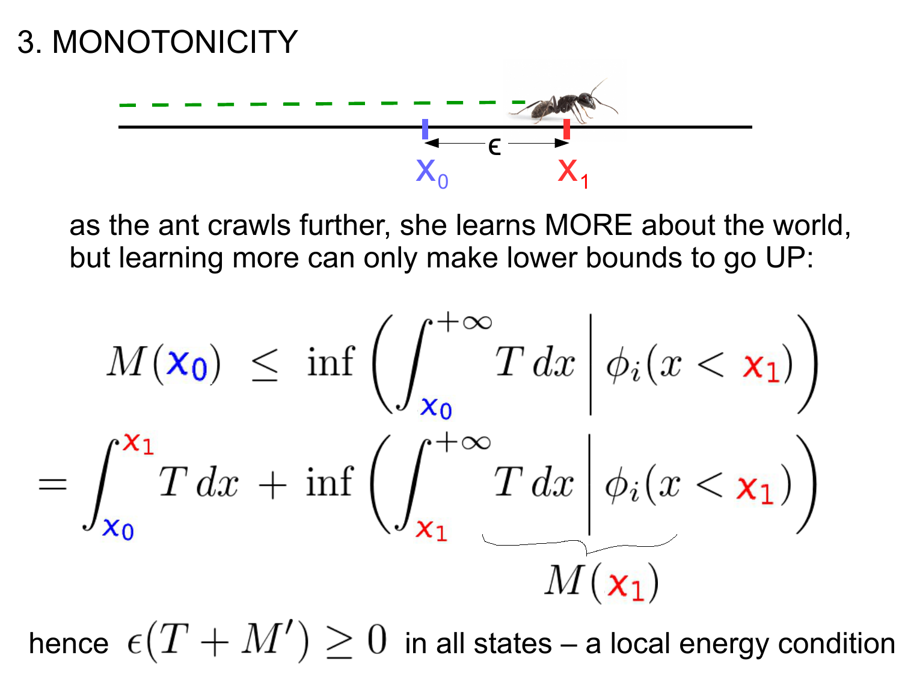# 3. MONOTONICITY

$x_0$ $\xleftrightarrow{\epsilon}$ $x_1$

as the ant crawls further, she learns MORE about the world, but learning more can only make lower bounds to go UP:

$$M(x_0) \;\leq\; \inf\left( \int_{x_0}^{+\infty} T\, dx \,\middle|\, \phi_i(x < x_1) \right)$$

$$= \int_{x_0}^{x_1} T\, dx \,+\, \underbrace{\inf\left( \int_{x_1}^{+\infty} T\, dx \,\middle|\, \phi_i(x < x_1) \right)}_{M(x_1)}$$

hence $\epsilon(T + M') \geq 0$ in all states – a local energy condition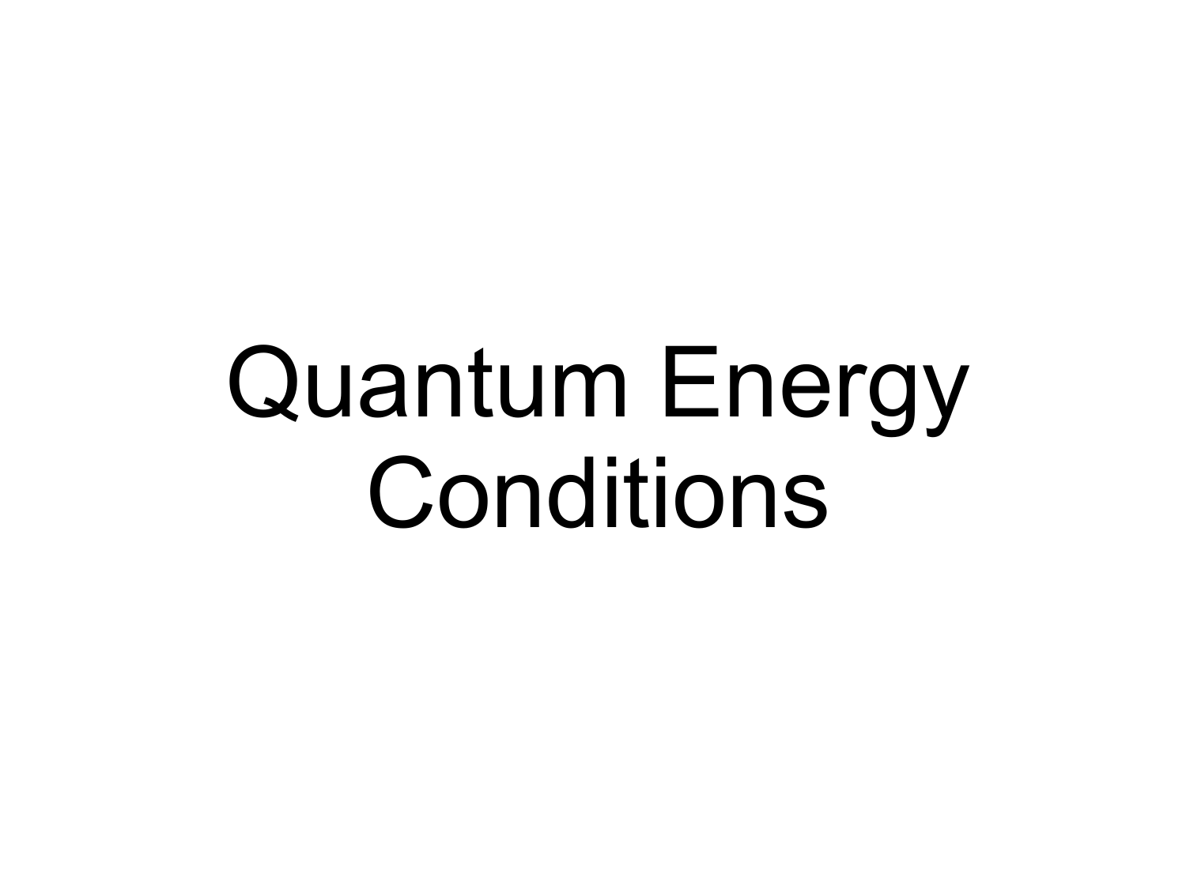# Quantum Energy Conditions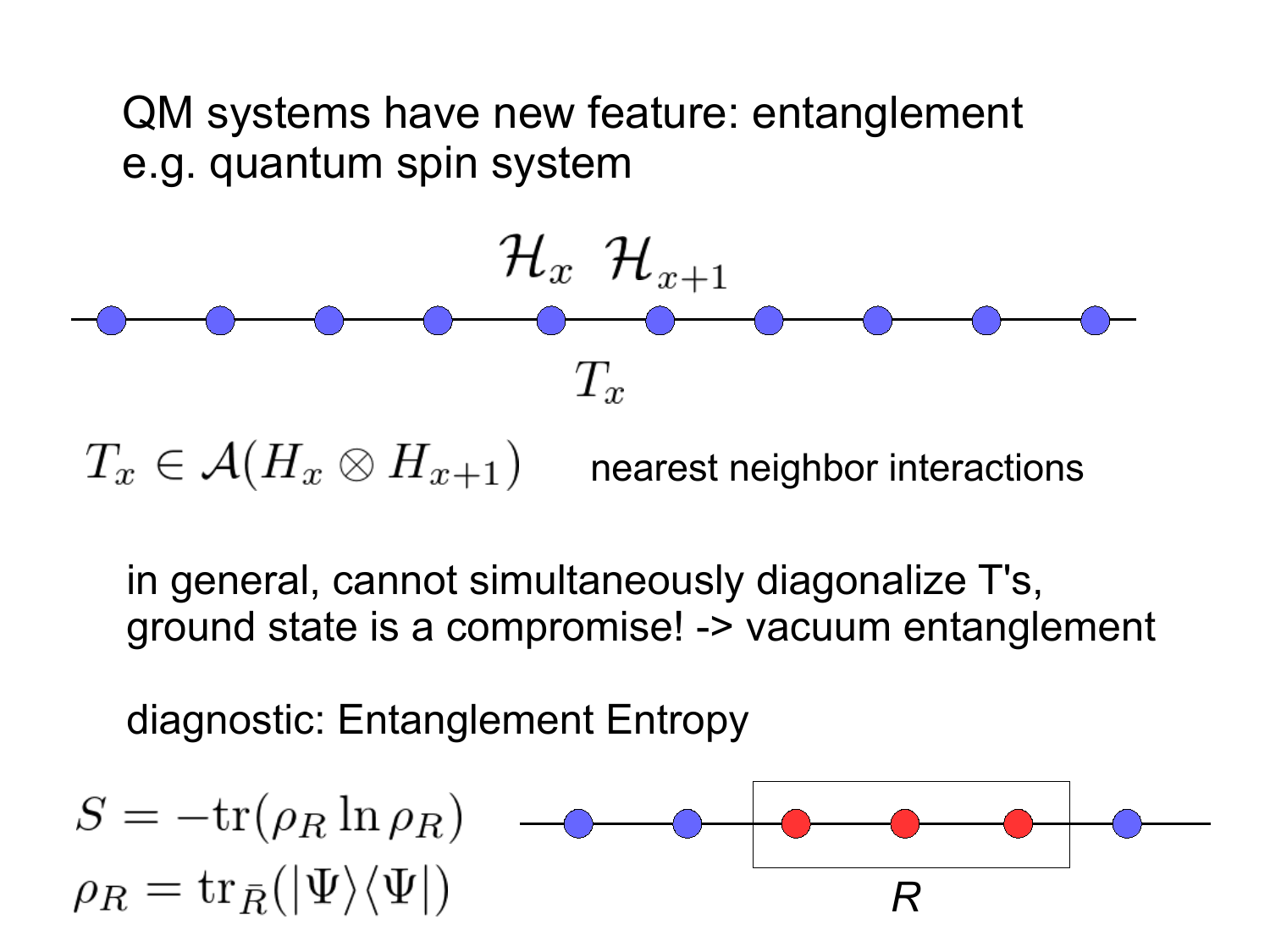QM systems have new feature: entanglement
e.g. quantum spin system

$$\mathcal{H}_x \ \ \mathcal{H}_{x+1}$$

$$T_x$$

$T_x \in \mathcal{A}(H_x \otimes H_{x+1})$ nearest neighbor interactions

in general, cannot simultaneously diagonalize T's,
ground state is a compromise! -> vacuum entanglement

diagnostic: Entanglement Entropy

$$S = -\mathrm{tr}(\rho_R \ln \rho_R)$$

$$\rho_R = \mathrm{tr}_{\bar{R}}(|\Psi\rangle\langle\Psi|)$$

$R$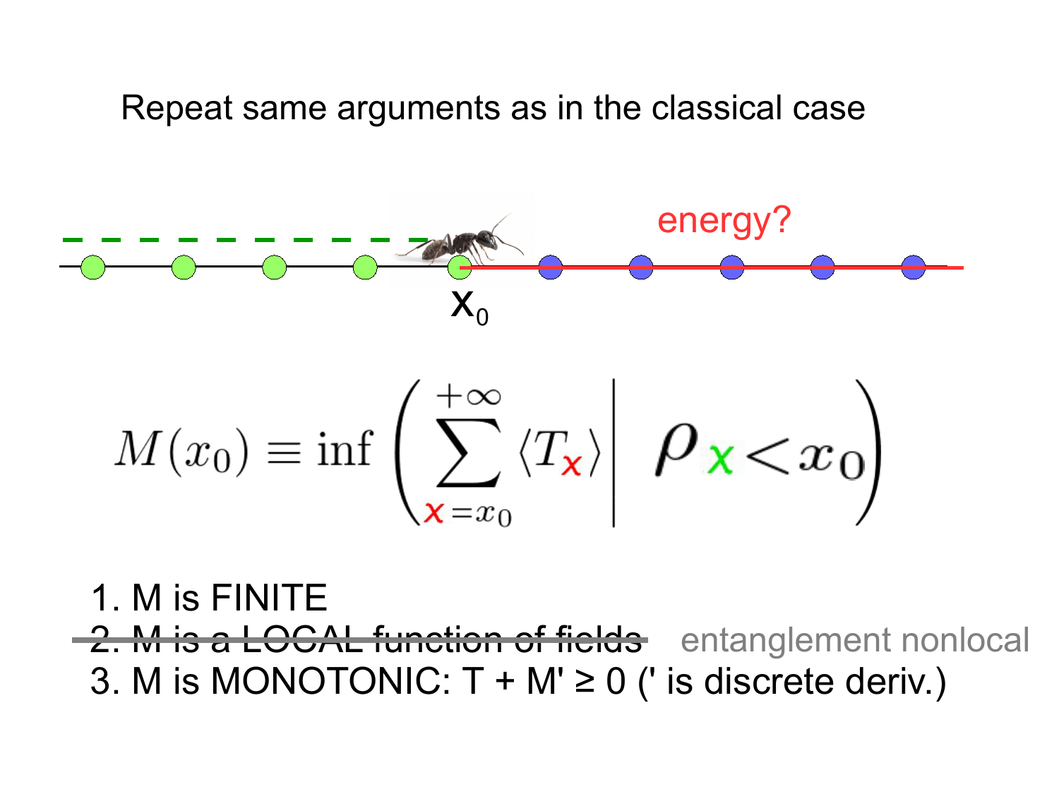Repeat same arguments as in the classical case

energy?

$x_0$

$$M(x_0) \equiv \inf \left( \sum_{x=x_0}^{+\infty} \langle T_x \rangle \middle| \; \rho_{x < x_0} \right)$$

1. M is FINITE
2. ~~M is a LOCAL function of fields~~ entanglement nonlocal
3. M is MONOTONIC: $T + M' \geq 0$ (' is discrete deriv.)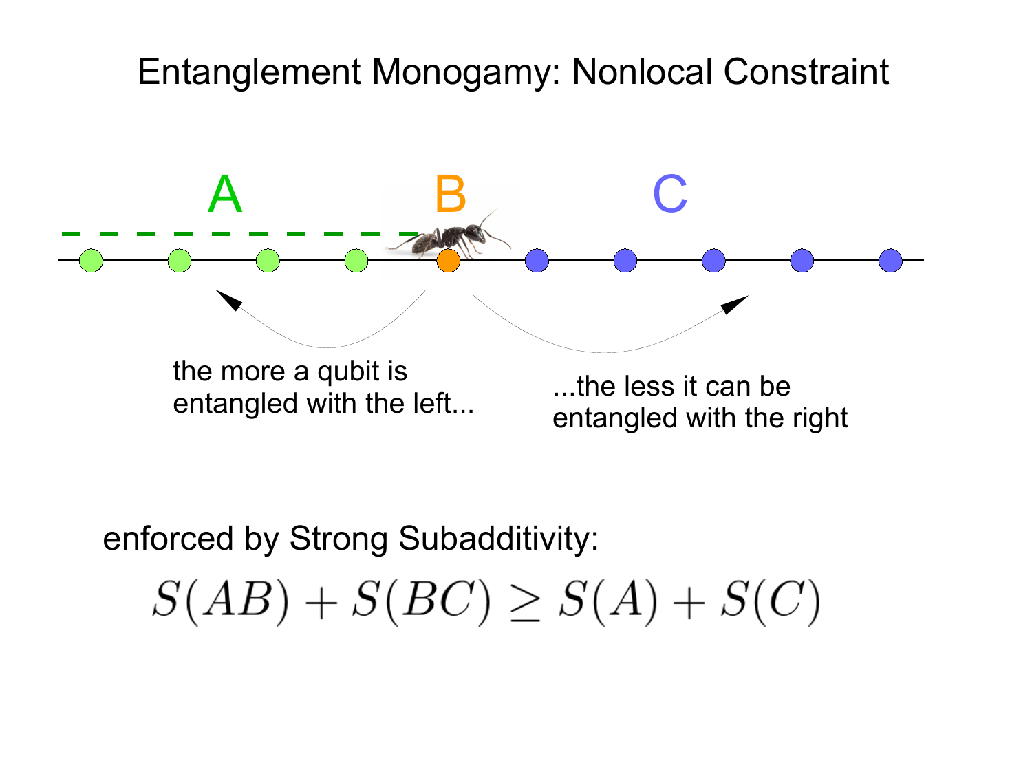# Entanglement Monogamy: Nonlocal Constraint

A B C

the more a qubit is entangled with the left...

...the less it can be entangled with the right

enforced by Strong Subadditivity:

$$S(AB) + S(BC) \geq S(A) + S(C)$$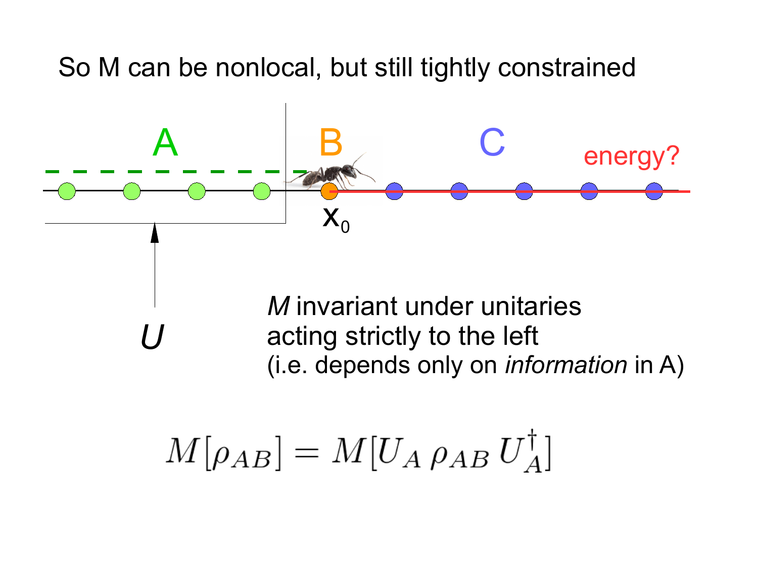# So M can be nonlocal, but still tightly constrained

A

B

C

energy?

$x_0$

$U$

*M* invariant under unitaries acting strictly to the left (i.e. depends only on *information* in A)

$$M[\rho_{AB}] = M[U_A \, \rho_{AB} \, U_A^\dagger]$$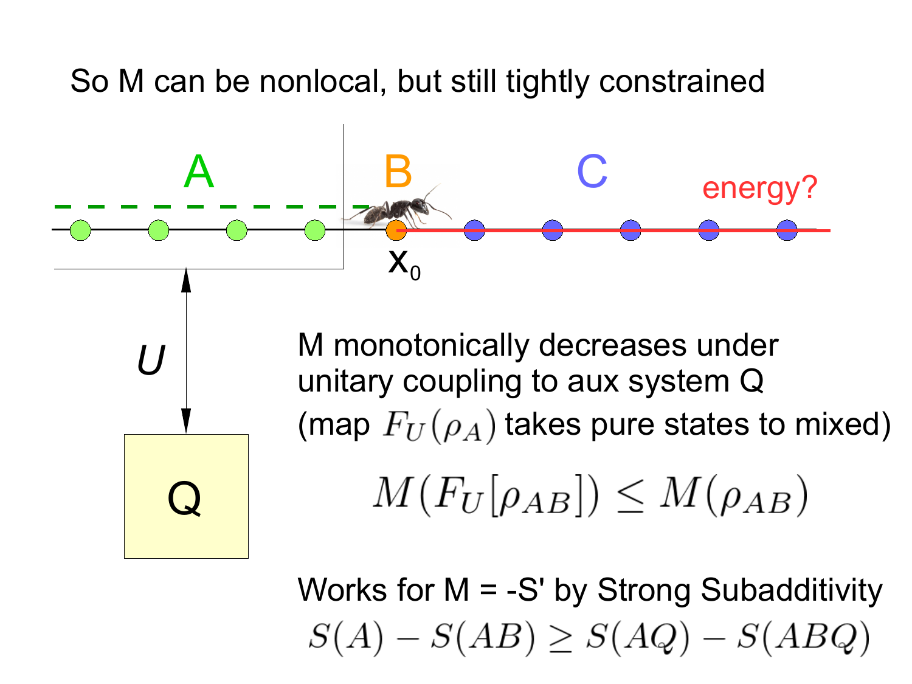# So M can be nonlocal, but still tightly constrained

A

B

C

energy?

$x_0$

$U$

Q

M monotonically decreases under unitary coupling to aux system Q (map $F_U(\rho_A)$ takes pure states to mixed)

$$M(F_U[\rho_{AB}]) \leq M(\rho_{AB})$$

Works for M = -S' by Strong Subadditivity

$$S(A) - S(AB) \geq S(AQ) - S(ABQ)$$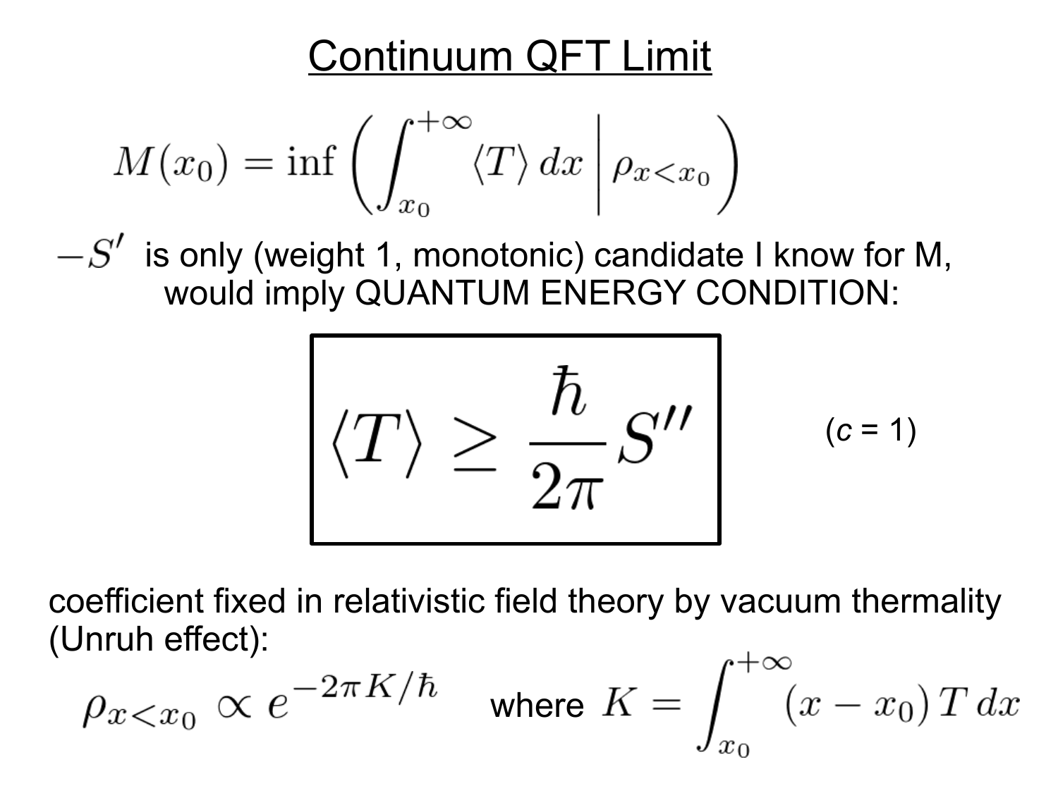# Continuum QFT Limit

$$M(x_0) = \inf\left(\int_{x_0}^{+\infty} \langle T \rangle \, dx \,\middle|\, \rho_{x<x_0}\right)$$

$-S'$ is only (weight 1, monotonic) candidate I know for M, would imply QUANTUM ENERGY CONDITION:

$$\boxed{\langle T \rangle \geq \frac{\hbar}{2\pi} S''}$$

($c$ = 1)

coefficient fixed in relativistic field theory by vacuum thermality (Unruh effect):

$$\rho_{x<x_0} \propto e^{-2\pi K/\hbar} \quad \text{where } K = \int_{x_0}^{+\infty} (x - x_0)\, T \, dx$$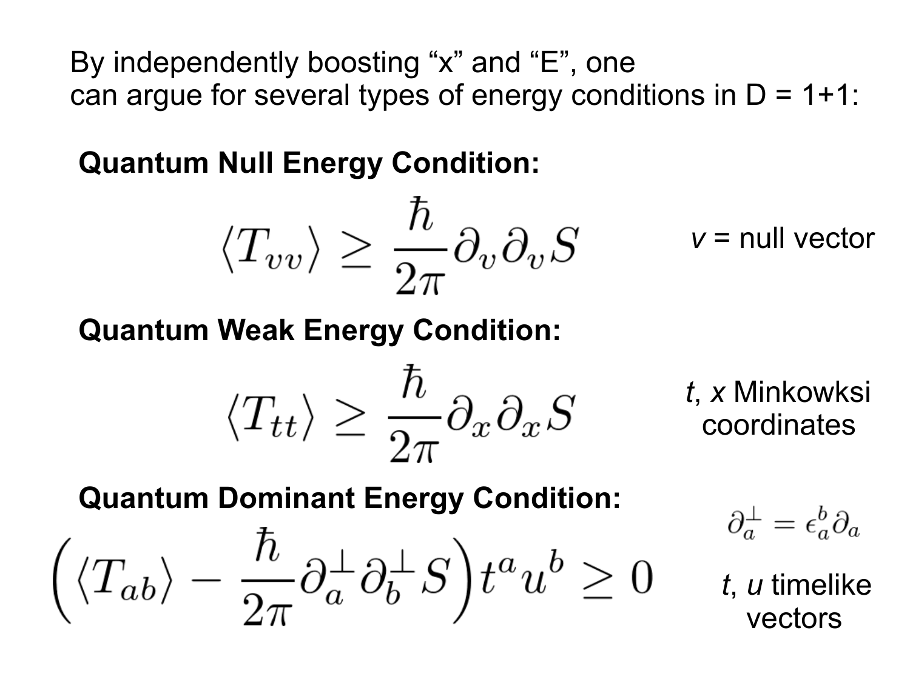By independently boosting "x" and "E", one can argue for several types of energy conditions in D = 1+1:

**Quantum Null Energy Condition:**

$$\langle T_{vv} \rangle \geq \frac{\hbar}{2\pi} \partial_v \partial_v S$$

*v* = null vector

**Quantum Weak Energy Condition:**

$$\langle T_{tt} \rangle \geq \frac{\hbar}{2\pi} \partial_x \partial_x S$$

*t*, *x* Minkowksi coordinates

**Quantum Dominant Energy Condition:**

$$\left( \langle T_{ab} \rangle - \frac{\hbar}{2\pi} \partial_a^\perp \partial_b^\perp S \right) t^a u^b \geq 0$$

$$\partial_a^\perp = \epsilon_a^b \partial_a$$

*t*, *u* timelike vectors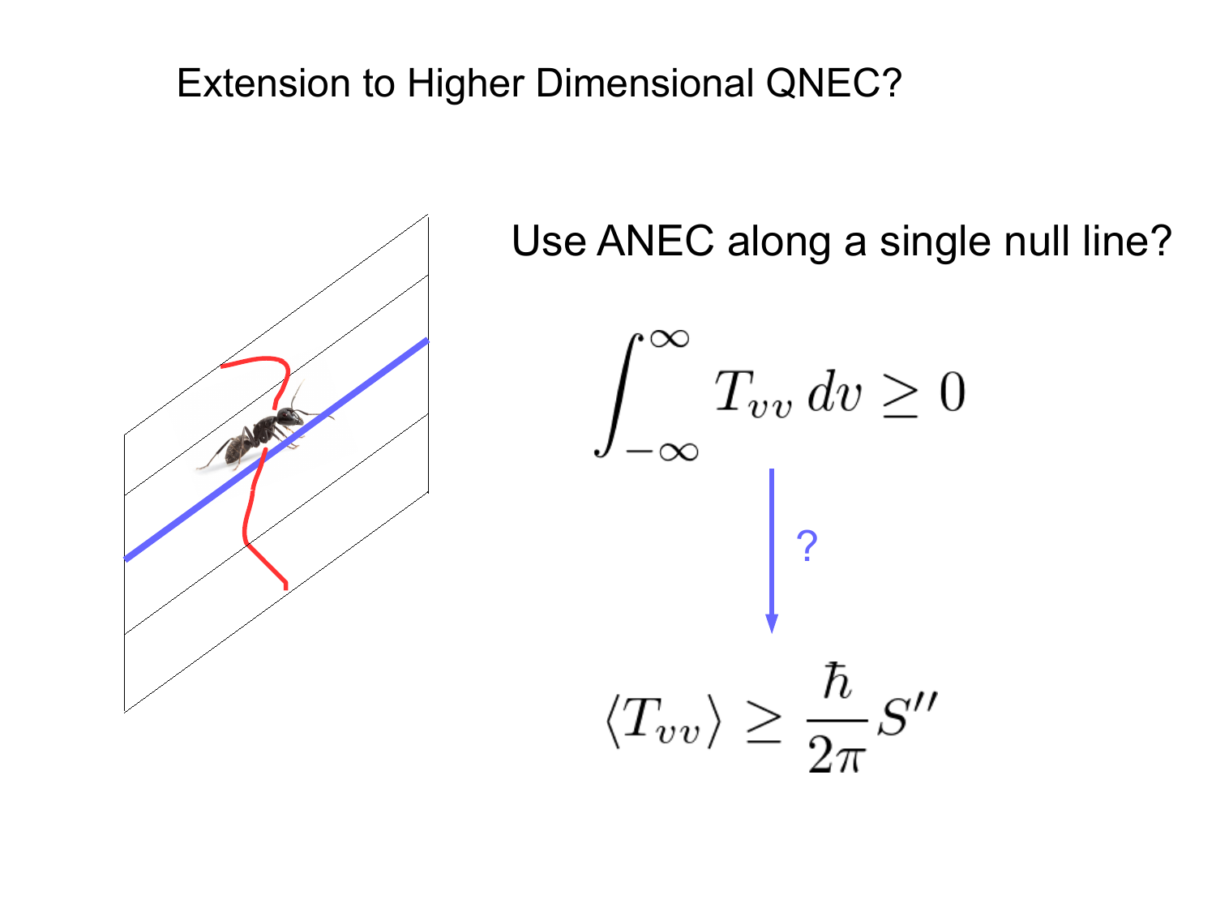# Extension to Higher Dimensional QNEC?

Use ANEC along a single null line?

$$\int_{-\infty}^{\infty} T_{vv}\, dv \geq 0$$

?

$$\langle T_{vv} \rangle \geq \frac{\hbar}{2\pi} S''$$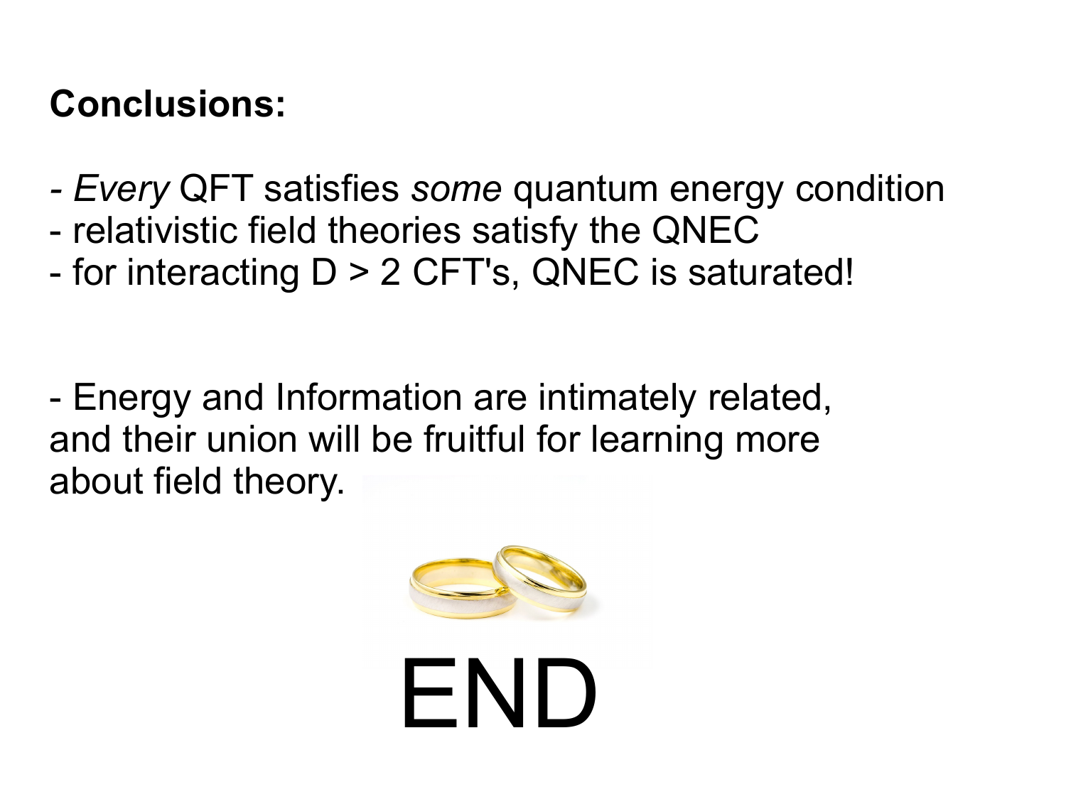**Conclusions:**

- *Every* QFT satisfies *some* quantum energy condition
- relativistic field theories satisfy the QNEC
- for interacting D > 2 CFT's, QNEC is saturated!

- Energy and Information are intimately related, and their union will be fruitful for learning more about field theory.

END